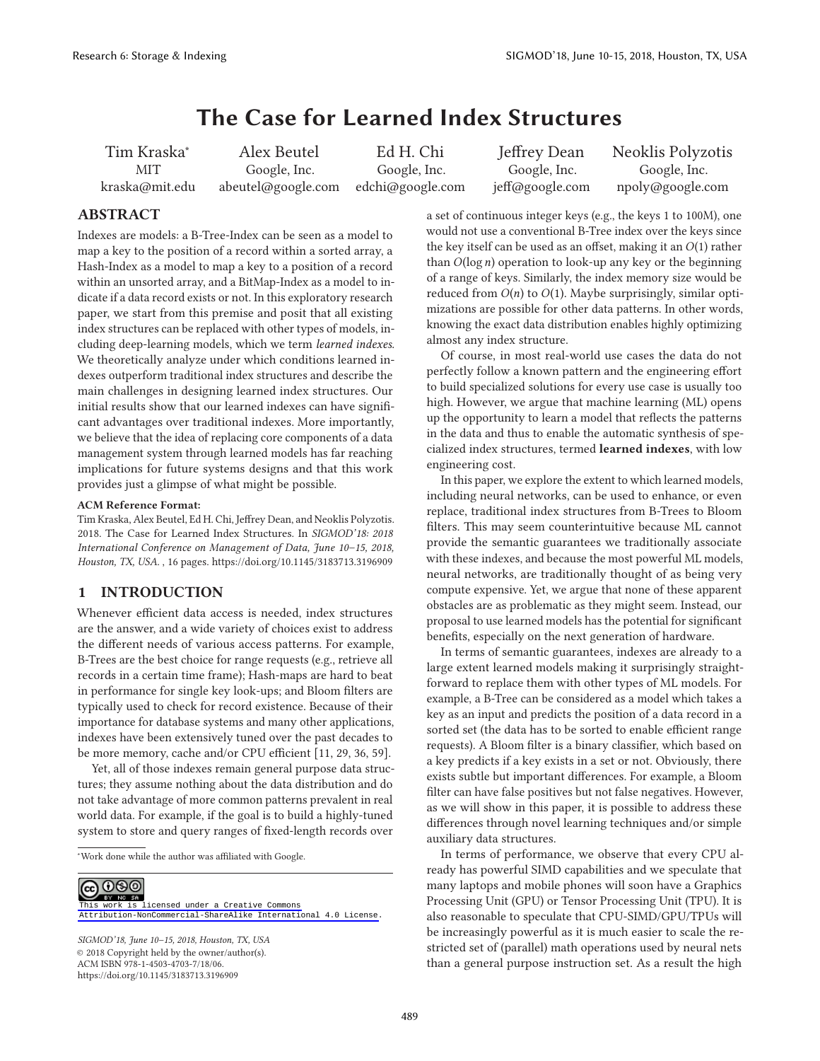# The Case for Learned Index Structures

| Tim Kraska* | Alex Beutel | Ed H. Chi | Jeffrey Dean | Neoklis Polyzotis |
|---|---|---|---|---|
| MIT | Google, Inc. | Google, Inc. | Google, Inc. | Google, Inc. |
| kraska@mit.edu | abeutel@google.com | edchi@google.com | jeff@google.com | npoly@google.com |

## ABSTRACT

Indexes are models: a B-Tree-Index can be seen as a model to map a key to the position of a record within a sorted array, a Hash-Index as a model to map a key to a position of a record within an unsorted array, and a BitMap-Index as a model to indicate if a data record exists or not. In this exploratory research paper, we start from this premise and posit that all existing index structures can be replaced with other types of models, including deep-learning models, which we term *learned indexes*. We theoretically analyze under which conditions learned indexes outperform traditional index structures and describe the main challenges in designing learned index structures. Our initial results show that our learned indexes can have significant advantages over traditional indexes. More importantly, we believe that the idea of replacing core components of a data management system through learned models has far reaching implications for future systems designs and that this work provides just a glimpse of what might be possible.

**ACM Reference Format:**
Tim Kraska, Alex Beutel, Ed H. Chi, Jeffrey Dean, and Neoklis Polyzotis. 2018. The Case for Learned Index Structures. In *SIGMOD'18: 2018 International Conference on Management of Data, June 10–15, 2018, Houston, TX, USA.* , 16 pages. https://doi.org/10.1145/3183713.3196909

## 1 INTRODUCTION

Whenever efficient data access is needed, index structures are the answer, and a wide variety of choices exist to address the different needs of various access patterns. For example, B-Trees are the best choice for range requests (e.g., retrieve all records in a certain time frame); Hash-maps are hard to beat in performance for single key look-ups; and Bloom filters are typically used to check for record existence. Because of their importance for database systems and many other applications, indexes have been extensively tuned over the past decades to be more memory, cache and/or CPU efficient [11, 29, 36, 59].

Yet, all of those indexes remain general purpose data structures; they assume nothing about the data distribution and do not take advantage of more common patterns prevalent in real world data. For example, if the goal is to build a highly-tuned system to store and query ranges of fixed-length records over a set of continuous integer keys (e.g., the keys 1 to 100M), one would not use a conventional B-Tree index over the keys since the key itself can be used as an offset, making it an $O(1)$ rather than $O(\log n)$ operation to look-up any key or the beginning of a range of keys. Similarly, the index memory size would be reduced from $O(n)$ to $O(1)$. Maybe surprisingly, similar optimizations are possible for other data patterns. In other words, knowing the exact data distribution enables highly optimizing almost any index structure.

Of course, in most real-world use cases the data do not perfectly follow a known pattern and the engineering effort to build specialized solutions for every use case is usually too high. However, we argue that machine learning (ML) opens up the opportunity to learn a model that reflects the patterns in the data and thus to enable the automatic synthesis of specialized index structures, termed **learned indexes**, with low engineering cost.

In this paper, we explore the extent to which learned models, including neural networks, can be used to enhance, or even replace, traditional index structures from B-Trees to Bloom filters. This may seem counterintuitive because ML cannot provide the semantic guarantees we traditionally associate with these indexes, and because the most powerful ML models, neural networks, are traditionally thought of as being very compute expensive. Yet, we argue that none of these apparent obstacles are as problematic as they might seem. Instead, our proposal to use learned models has the potential for significant benefits, especially on the next generation of hardware.

In terms of semantic guarantees, indexes are already to a large extent learned models making it surprisingly straightforward to replace them with other types of ML models. For example, a B-Tree can be considered as a model which takes a key as an input and predicts the position of a data record in a sorted set (the data has to be sorted to enable efficient range requests). A Bloom filter is a binary classifier, which based on a key predicts if a key exists in a set or not. Obviously, there exists subtle but important differences. For example, a Bloom filter can have false positives but not false negatives. However, as we will show in this paper, it is possible to address these differences through novel learning techniques and/or simple auxiliary data structures.

In terms of performance, we observe that every CPU already has powerful SIMD capabilities and we speculate that many laptops and mobile phones will soon have a Graphics Processing Unit (GPU) or Tensor Processing Unit (TPU). It is also reasonable to speculate that CPU-SIMD/GPU/TPUs will be increasingly powerful as it is much easier to scale the restricted set of (parallel) math operations used by neural nets than a general purpose instruction set. As a result the high

*Work done while the author was affiliated with Google.

This work is licensed under a Creative Commons Attribution-NonCommercial-ShareAlike International 4.0 License.

*SIGMOD'18, June 10–15, 2018, Houston, TX, USA*
© 2018 Copyright held by the owner/author(s).
ACM ISBN 978-1-4503-4703-7/18/06.
https://doi.org/10.1145/3183713.3196909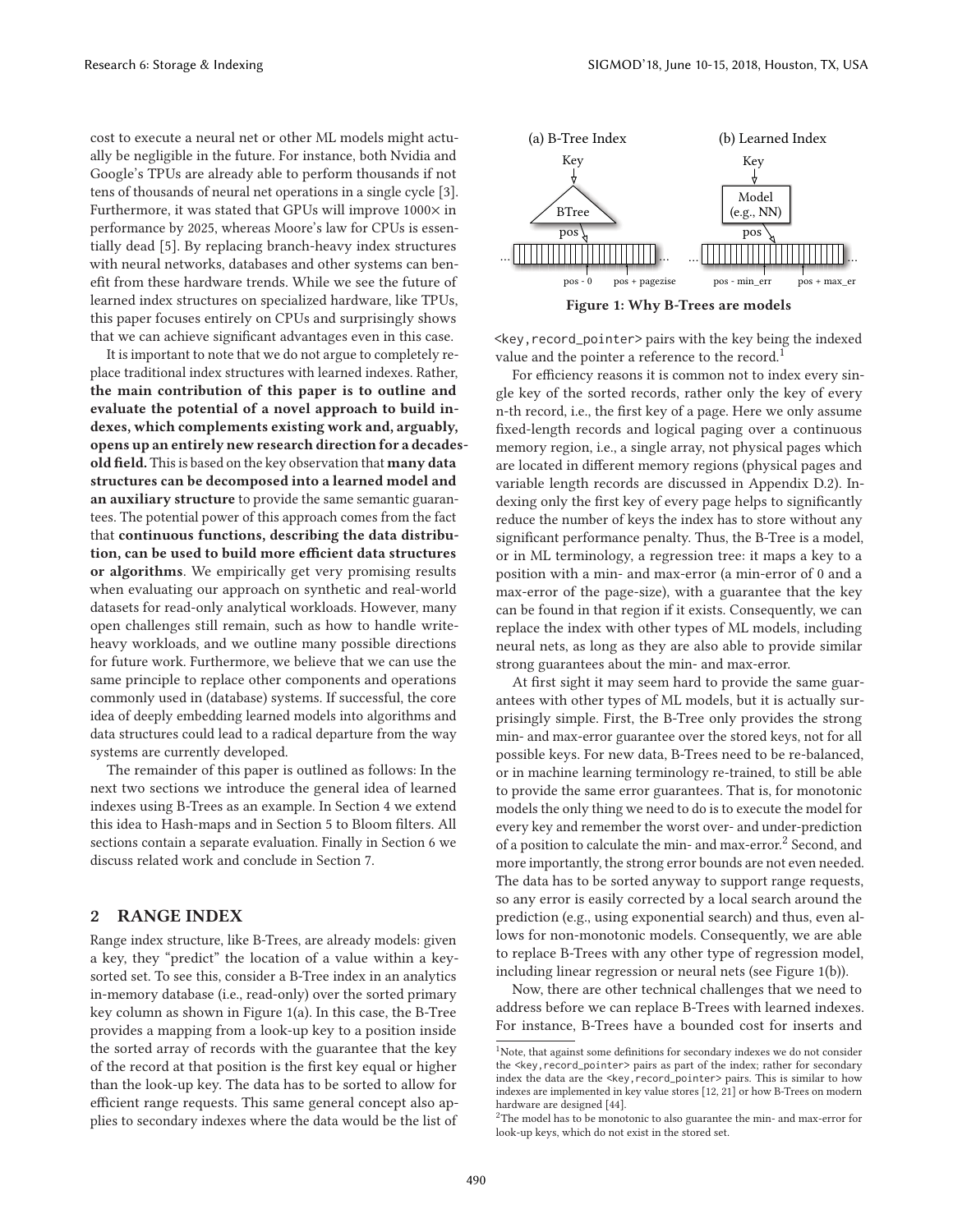cost to execute a neural net or other ML models might actually be negligible in the future. For instance, both Nvidia and Google's TPUs are already able to perform thousands if not tens of thousands of neural net operations in a single cycle [3]. Furthermore, it was stated that GPUs will improve 1000× in performance by 2025, whereas Moore's law for CPUs is essentially dead [5]. By replacing branch-heavy index structures with neural networks, databases and other systems can benefit from these hardware trends. While we see the future of learned index structures on specialized hardware, like TPUs, this paper focuses entirely on CPUs and surprisingly shows that we can achieve significant advantages even in this case.

It is important to note that we do not argue to completely replace traditional index structures with learned indexes. Rather, **the main contribution of this paper is to outline and evaluate the potential of a novel approach to build indexes, which complements existing work and, arguably, opens up an entirely new research direction for a decades-old field.** This is based on the key observation that **many data structures can be decomposed into a learned model and an auxiliary structure** to provide the same semantic guarantees. The potential power of this approach comes from the fact that **continuous functions, describing the data distribution, can be used to build more efficient data structures or algorithms**. We empirically get very promising results when evaluating our approach on synthetic and real-world datasets for read-only analytical workloads. However, many open challenges still remain, such as how to handle write-heavy workloads, and we outline many possible directions for future work. Furthermore, we believe that we can use the same principle to replace other components and operations commonly used in (database) systems. If successful, the core idea of deeply embedding learned models into algorithms and data structures could lead to a radical departure from the way systems are currently developed.

The remainder of this paper is outlined as follows: In the next two sections we introduce the general idea of learned indexes using B-Trees as an example. In Section 4 we extend this idea to Hash-maps and in Section 5 to Bloom filters. All sections contain a separate evaluation. Finally in Section 6 we discuss related work and conclude in Section 7.

## 2 RANGE INDEX

Range index structure, like B-Trees, are already models: given a key, they "predict" the location of a value within a key-sorted set. To see this, consider a B-Tree index in an analytics in-memory database (i.e., read-only) over the sorted primary key column as shown in Figure 1(a). In this case, the B-Tree provides a mapping from a look-up key to a position inside the sorted array of records with the guarantee that the key of the record at that position is the first key equal or higher than the look-up key. The data has to be sorted to allow for efficient range requests. This same general concept also applies to secondary indexes where the data would be the list of `<key,record_pointer>` pairs with the key being the indexed value and the pointer a reference to the record.[1]

(a) B-Tree Index — Key → BTree → pos; pos - 0, pos + pagezise

(b) Learned Index — Key → Model (e.g., NN) → pos; pos - min_err, pos + max_er

Figure 1: Why B-Trees are models

For efficiency reasons it is common not to index every single key of the sorted records, rather only the key of every n-th record, i.e., the first key of a page. Here we only assume fixed-length records and logical paging over a continuous memory region, i.e., a single array, not physical pages which are located in different memory regions (physical pages and variable length records are discussed in Appendix D.2). Indexing only the first key of every page helps to significantly reduce the number of keys the index has to store without any significant performance penalty. Thus, the B-Tree is a model, or in ML terminology, a regression tree: it maps a key to a position with a min- and max-error (a min-error of 0 and a max-error of the page-size), with a guarantee that the key can be found in that region if it exists. Consequently, we can replace the index with other types of ML models, including neural nets, as long as they are also able to provide similar strong guarantees about the min- and max-error.

At first sight it may seem hard to provide the same guarantees with other types of ML models, but it is actually surprisingly simple. First, the B-Tree only provides the strong min- and max-error guarantee over the stored keys, not for all possible keys. For new data, B-Trees need to be re-balanced, or in machine learning terminology re-trained, to still be able to provide the same error guarantees. That is, for monotonic models the only thing we need to do is to execute the model for every key and remember the worst over- and under-prediction of a position to calculate the min- and max-error.[2] Second, and more importantly, the strong error bounds are not even needed. The data has to be sorted anyway to support range requests, so any error is easily corrected by a local search around the prediction (e.g., using exponential search) and thus, even allows for non-monotonic models. Consequently, we are able to replace B-Trees with any other type of regression model, including linear regression or neural nets (see Figure 1(b)).

Now, there are other technical challenges that we need to address before we can replace B-Trees with learned indexes. For instance, B-Trees have a bounded cost for inserts and

[1] Note, that against some definitions for secondary indexes we do not consider the `<key,record_pointer>` pairs as part of the index; rather for secondary index the data are the `<key,record_pointer>` pairs. This is similar to how indexes are implemented in key value stores [12, 21] or how B-Trees on modern hardware are designed [44].

[2] The model has to be monotonic to also guarantee the min- and max-error for look-up keys, which do not exist in the stored set.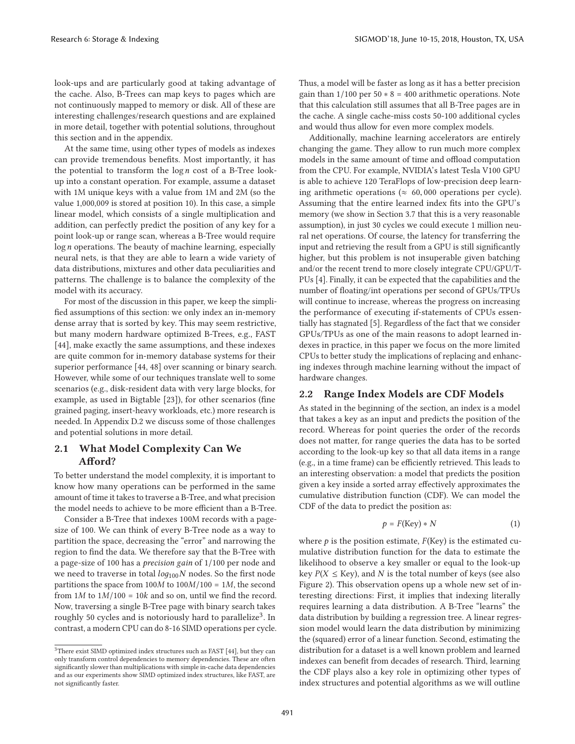look-ups and are particularly good at taking advantage of the cache. Also, B-Trees can map keys to pages which are not continuously mapped to memory or disk. All of these are interesting challenges/research questions and are explained in more detail, together with potential solutions, throughout this section and in the appendix.

At the same time, using other types of models as indexes can provide tremendous benefits. Most importantly, it has the potential to transform the $\log n$ cost of a B-Tree look-up into a constant operation. For example, assume a dataset with 1M unique keys with a value from 1M and 2M (so the value 1,000,009 is stored at position 10). In this case, a simple linear model, which consists of a single multiplication and addition, can perfectly predict the position of any key for a point look-up or range scan, whereas a B-Tree would require $\log n$ operations. The beauty of machine learning, especially neural nets, is that they are able to learn a wide variety of data distributions, mixtures and other data peculiarities and patterns. The challenge is to balance the complexity of the model with its accuracy.

For most of the discussion in this paper, we keep the simplified assumptions of this section: we only index an in-memory dense array that is sorted by key. This may seem restrictive, but many modern hardware optimized B-Trees, e.g., FAST [44], make exactly the same assumptions, and these indexes are quite common for in-memory database systems for their superior performance [44, 48] over scanning or binary search. However, while some of our techniques translate well to some scenarios (e.g., disk-resident data with very large blocks, for example, as used in Bigtable [23]), for other scenarios (fine grained paging, insert-heavy workloads, etc.) more research is needed. In Appendix D.2 we discuss some of those challenges and potential solutions in more detail.

## 2.1 What Model Complexity Can We Afford?

To better understand the model complexity, it is important to know how many operations can be performed in the same amount of time it takes to traverse a B-Tree, and what precision the model needs to achieve to be more efficient than a B-Tree.

Consider a B-Tree that indexes 100M records with a page-size of 100. We can think of every B-Tree node as a way to partition the space, decreasing the "error" and narrowing the region to find the data. We therefore say that the B-Tree with a page-size of 100 has a *precision gain* of 1/100 per node and we need to traverse in total $log_{100} N$ nodes. So the first node partitions the space from $100M$ to $100M/100 = 1M$, the second from $1M$ to $1M/100 = 10k$ and so on, until we find the record. Now, traversing a single B-Tree page with binary search takes roughly 50 cycles and is notoriously hard to parallelize[3]. In contrast, a modern CPU can do 8-16 SIMD operations per cycle. Thus, a model will be faster as long as it has a better precision gain than 1/100 per $50 * 8 = 400$ arithmetic operations. Note that this calculation still assumes that all B-Tree pages are in the cache. A single cache-miss costs 50-100 additional cycles and would thus allow for even more complex models.

Additionally, machine learning accelerators are entirely changing the game. They allow to run much more complex models in the same amount of time and offload computation from the CPU. For example, NVIDIA's latest Tesla V100 GPU is able to achieve 120 TeraFlops of low-precision deep learning arithmetic operations ($\approx$ 60,000 operations per cycle). Assuming that the entire learned index fits into the GPU's memory (we show in Section 3.7 that this is a very reasonable assumption), in just 30 cycles we could execute 1 million neural net operations. Of course, the latency for transferring the input and retrieving the result from a GPU is still significantly higher, but this problem is not insuperable given batching and/or the recent trend to more closely integrate CPU/GPU/TPUs [4]. Finally, it can be expected that the capabilities and the number of floating/int operations per second of GPUs/TPUs will continue to increase, whereas the progress on increasing the performance of executing if-statements of CPUs essentially has stagnated [5]. Regardless of the fact that we consider GPUs/TPUs as one of the main reasons to adopt learned indexes in practice, in this paper we focus on the more limited CPUs to better study the implications of replacing and enhancing indexes through machine learning without the impact of hardware changes.

## 2.2 Range Index Models are CDF Models

As stated in the beginning of the section, an index is a model that takes a key as an input and predicts the position of the record. Whereas for point queries the order of the records does not matter, for range queries the data has to be sorted according to the look-up key so that all data items in a range (e.g., in a time frame) can be efficiently retrieved. This leads to an interesting observation: a model that predicts the position given a key inside a sorted array effectively approximates the cumulative distribution function (CDF). We can model the CDF of the data to predict the position as:

$$p = F(\text{Key}) * N \tag{1}$$

where $p$ is the position estimate, $F(\text{Key})$ is the estimated cumulative distribution function for the data to estimate the likelihood to observe a key smaller or equal to the look-up key $P(X \leq \text{Key})$, and $N$ is the total number of keys (see also Figure 2). This observation opens up a whole new set of interesting directions: First, it implies that indexing literally requires learning a data distribution. A B-Tree "learns" the data distribution by building a regression tree. A linear regression model would learn the data distribution by minimizing the (squared) error of a linear function. Second, estimating the distribution for a dataset is a well known problem and learned indexes can benefit from decades of research. Third, learning the CDF plays also a key role in optimizing other types of index structures and potential algorithms as we will outline

[3]There exist SIMD optimized index structures such as FAST [44], but they can only transform control dependencies to memory dependencies. These are often significantly slower than multiplications with simple in-cache data dependencies and as our experiments show SIMD optimized index structures, like FAST, are not significantly faster.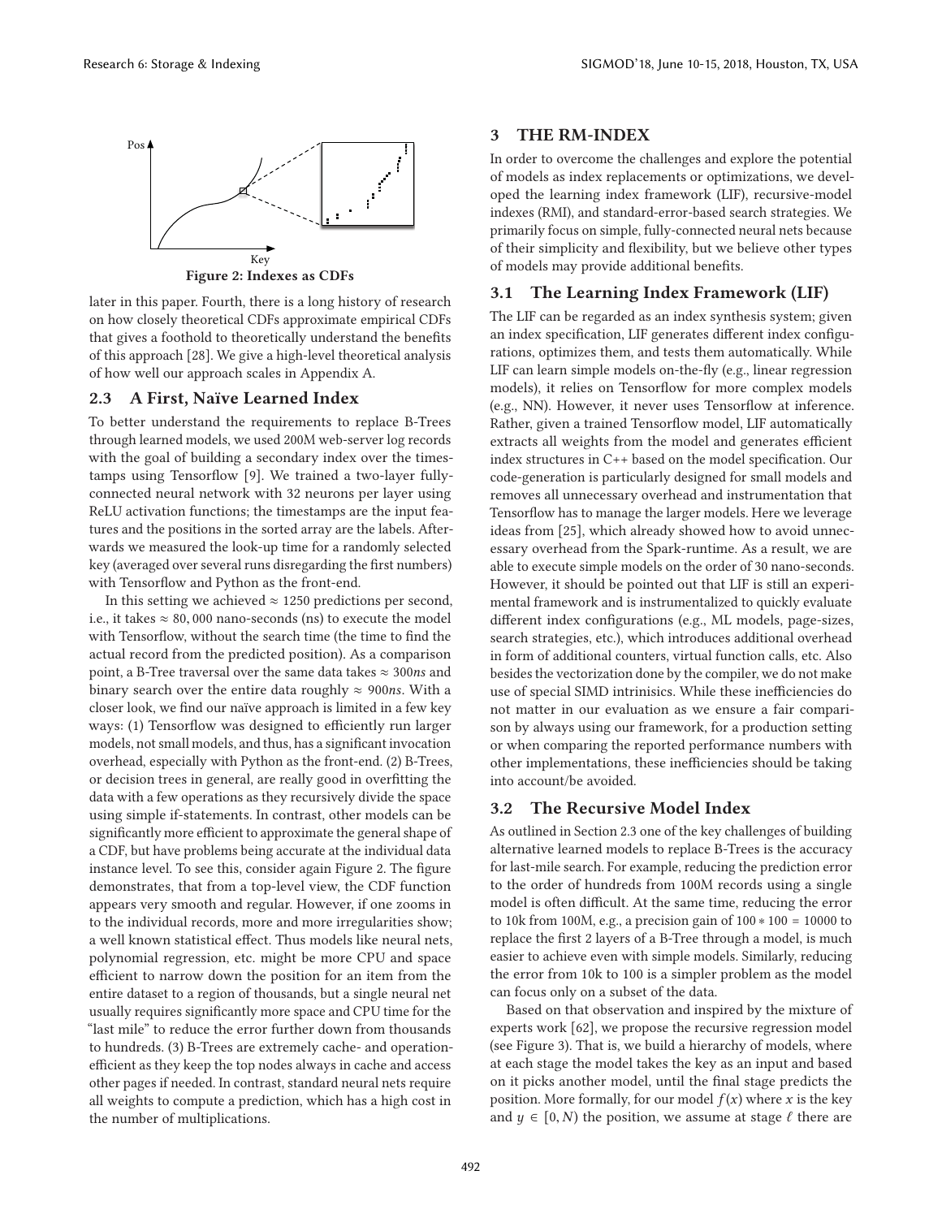Figure 2: Indexes as CDFs

later in this paper. Fourth, there is a long history of research on how closely theoretical CDFs approximate empirical CDFs that gives a foothold to theoretically understand the benefits of this approach [28]. We give a high-level theoretical analysis of how well our approach scales in Appendix A.

## 2.3 A First, Naïve Learned Index

To better understand the requirements to replace B-Trees through learned models, we used 200M web-server log records with the goal of building a secondary index over the timestamps using Tensorflow [9]. We trained a two-layer fully-connected neural network with 32 neurons per layer using ReLU activation functions; the timestamps are the input features and the positions in the sorted array are the labels. Afterwards we measured the look-up time for a randomly selected key (averaged over several runs disregarding the first numbers) with Tensorflow and Python as the front-end.

In this setting we achieved $\approx 1250$ predictions per second, i.e., it takes $\approx 80,000$ nano-seconds (ns) to execute the model with Tensorflow, without the search time (the time to find the actual record from the predicted position). As a comparison point, a B-Tree traversal over the same data takes $\approx 300ns$ and binary search over the entire data roughly $\approx 900ns$. With a closer look, we find our naïve approach is limited in a few key ways: (1) Tensorflow was designed to efficiently run larger models, not small models, and thus, has a significant invocation overhead, especially with Python as the front-end. (2) B-Trees, or decision trees in general, are really good in overfitting the data with a few operations as they recursively divide the space using simple if-statements. In contrast, other models can be significantly more efficient to approximate the general shape of a CDF, but have problems being accurate at the individual data instance level. To see this, consider again Figure 2. The figure demonstrates, that from a top-level view, the CDF function appears very smooth and regular. However, if one zooms in to the individual records, more and more irregularities show; a well known statistical effect. Thus models like neural nets, polynomial regression, etc. might be more CPU and space efficient to narrow down the position for an item from the entire dataset to a region of thousands, but a single neural net usually requires significantly more space and CPU time for the "last mile" to reduce the error further down from thousands to hundreds. (3) B-Trees are extremely cache- and operation-efficient as they keep the top nodes always in cache and access other pages if needed. In contrast, standard neural nets require all weights to compute a prediction, which has a high cost in the number of multiplications.

# 3 THE RM-INDEX

In order to overcome the challenges and explore the potential of models as index replacements or optimizations, we developed the learning index framework (LIF), recursive-model indexes (RMI), and standard-error-based search strategies. We primarily focus on simple, fully-connected neural nets because of their simplicity and flexibility, but we believe other types of models may provide additional benefits.

## 3.1 The Learning Index Framework (LIF)

The LIF can be regarded as an index synthesis system; given an index specification, LIF generates different index configurations, optimizes them, and tests them automatically. While LIF can learn simple models on-the-fly (e.g., linear regression models), it relies on Tensorflow for more complex models (e.g., NN). However, it never uses Tensorflow at inference. Rather, given a trained Tensorflow model, LIF automatically extracts all weights from the model and generates efficient index structures in C++ based on the model specification. Our code-generation is particularly designed for small models and removes all unnecessary overhead and instrumentation that Tensorflow has to manage the larger models. Here we leverage ideas from [25], which already showed how to avoid unnecessary overhead from the Spark-runtime. As a result, we are able to execute simple models on the order of 30 nano-seconds. However, it should be pointed out that LIF is still an experimental framework and is instrumentalized to quickly evaluate different index configurations (e.g., ML models, page-sizes, search strategies, etc.), which introduces additional overhead in form of additional counters, virtual function calls, etc. Also besides the vectorization done by the compiler, we do not make use of special SIMD intrinisics. While these inefficiencies do not matter in our evaluation as we ensure a fair comparison by always using our framework, for a production setting or when comparing the reported performance numbers with other implementations, these inefficiencies should be taking into account/be avoided.

## 3.2 The Recursive Model Index

As outlined in Section 2.3 one of the key challenges of building alternative learned models to replace B-Trees is the accuracy for last-mile search. For example, reducing the prediction error to the order of hundreds from 100M records using a single model is often difficult. At the same time, reducing the error to 10k from 100M, e.g., a precision gain of $100 * 100 = 10000$ to replace the first 2 layers of a B-Tree through a model, is much easier to achieve even with simple models. Similarly, reducing the error from 10k to 100 is a simpler problem as the model can focus only on a subset of the data.

Based on that observation and inspired by the mixture of experts work [62], we propose the recursive regression model (see Figure 3). That is, we build a hierarchy of models, where at each stage the model takes the key as an input and based on it picks another model, until the final stage predicts the position. More formally, for our model $f(x)$ where $x$ is the key and $y \in [0, N)$ the position, we assume at stage $\ell$ there are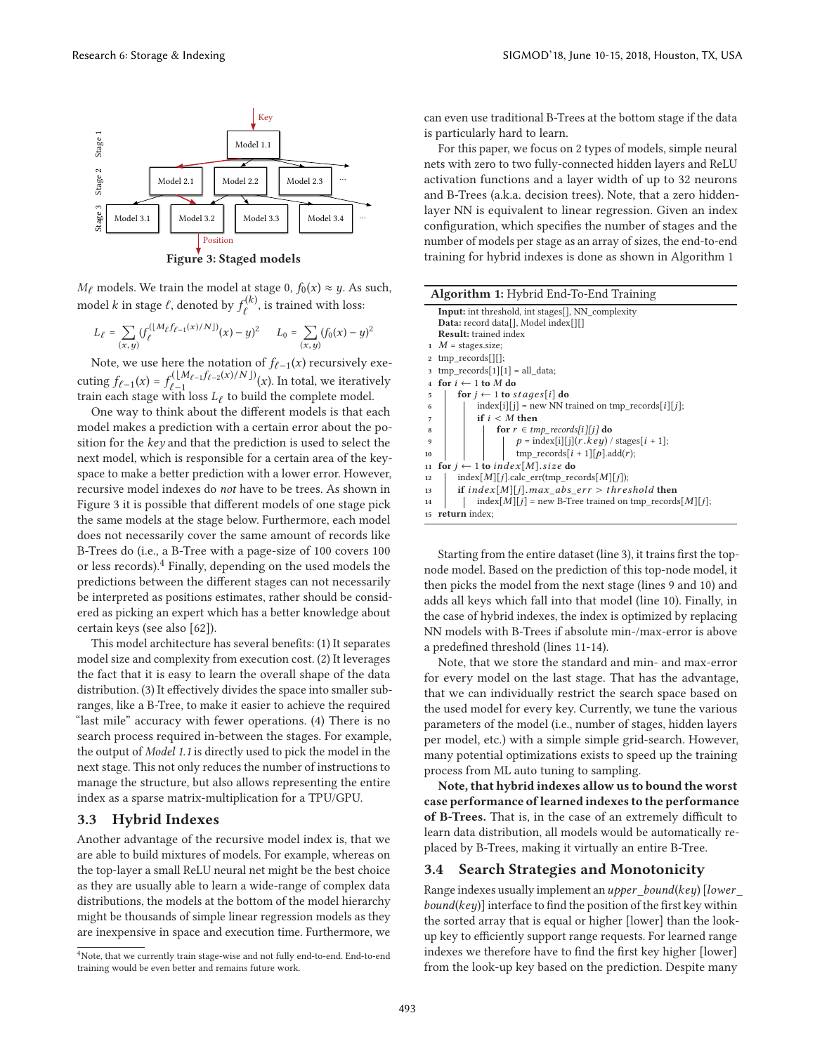Figure 3: Staged models

$M_\ell$ models. We train the model at stage 0, $f_0(x) \approx y$. As such, model $k$ in stage $\ell$, denoted by $f_\ell^{(k)}$, is trained with loss:

$$L_\ell = \sum_{(x,y)} (f_\ell^{(\lfloor M_\ell f_{\ell-1}(x)/N \rfloor)}(x) - y)^2 \qquad L_0 = \sum_{(x,y)} (f_0(x) - y)^2$$

Note, we use here the notation of $f_{\ell-1}(x)$ recursively executing $f_{\ell-1}(x) = f_{\ell-1}^{(\lfloor M_{\ell-1} f_{\ell-2}(x)/N \rfloor)}(x)$. In total, we iteratively train each stage with loss $L_\ell$ to build the complete model.

One way to think about the different models is that each model makes a prediction with a certain error about the position for the *key* and that the prediction is used to select the next model, which is responsible for a certain area of the key-space to make a better prediction with a lower error. However, recursive model indexes do *not* have to be trees. As shown in Figure 3 it is possible that different models of one stage pick the same models at the stage below. Furthermore, each model does not necessarily cover the same amount of records like B-Trees do (i.e., a B-Tree with a page-size of 100 covers 100 or less records).[4] Finally, depending on the used models the predictions between the different stages can not necessarily be interpreted as positions estimates, rather should be considered as picking an expert which has a better knowledge about certain keys (see also [62]).

This model architecture has several benefits: (1) It separates model size and complexity from execution cost. (2) It leverages the fact that it is easy to learn the overall shape of the data distribution. (3) It effectively divides the space into smaller subranges, like a B-Tree, to make it easier to achieve the required "last mile" accuracy with fewer operations. (4) There is no search process required in-between the stages. For example, the output of *Model 1.1* is directly used to pick the model in the next stage. This not only reduces the number of instructions to manage the structure, but also allows representing the entire index as a sparse matrix-multiplication for a TPU/GPU.

### 3.3 Hybrid Indexes

Another advantage of the recursive model index is, that we are able to build mixtures of models. For example, whereas on the top-layer a small ReLU neural net might be the best choice as they are usually able to learn a wide-range of complex data distributions, the models at the bottom of the model hierarchy might be thousands of simple linear regression models as they are inexpensive in space and execution time. Furthermore, we can even use traditional B-Trees at the bottom stage if the data is particularly hard to learn.

For this paper, we focus on 2 types of models, simple neural nets with zero to two fully-connected hidden layers and ReLU activation functions and a layer width of up to 32 neurons and B-Trees (a.k.a. decision trees). Note, that a zero hidden-layer NN is equivalent to linear regression. Given an index configuration, which specifies the number of stages and the number of models per stage as an array of sizes, the end-to-end training for hybrid indexes is done as shown in Algorithm 1

**Algorithm 1:** Hybrid End-To-End Training

```
Input: int threshold, int stages[], NN_complexity
Data: record data[], Model index[][]
Result: trained index
1  M = stages.size;
2  tmp_records[][];
3  tmp_records[1][1] = all_data;
4  for i ← 1 to M do
5      for j ← 1 to stages[i] do
6          index[i][j] = new NN trained on tmp_records[i][j];
7          if i < M then
8              for r ∈ tmp_records[i][j] do
9                  p = index[i][j](r.key) / stages[i + 1];
10                 tmp_records[i + 1][p].add(r);
11 for j ← 1 to index[M].size do
12     index[M][j].calc_err(tmp_records[M][j]);
13     if index[M][j].max_abs_err > threshold then
14         index[M][j] = new B-Tree trained on tmp_records[M][j];
15 return index;
```

Starting from the entire dataset (line 3), it trains first the top-node model. Based on the prediction of this top-node model, it then picks the model from the next stage (lines 9 and 10) and adds all keys which fall into that model (line 10). Finally, in the case of hybrid indexes, the index is optimized by replacing NN models with B-Trees if absolute min-/max-error is above a predefined threshold (lines 11-14).

Note, that we store the standard and min- and max-error for every model on the last stage. That has the advantage, that we can individually restrict the search space based on the used model for every key. Currently, we tune the various parameters of the model (i.e., number of stages, hidden layers per model, etc.) with a simple simple grid-search. However, many potential optimizations exists to speed up the training process from ML auto tuning to sampling.

**Note, that hybrid indexes allow us to bound the worst case performance of learned indexes to the performance of B-Trees.** That is, in the case of an extremely difficult to learn data distribution, all models would be automatically replaced by B-Trees, making it virtually an entire B-Tree.

### 3.4 Search Strategies and Monotonicity

Range indexes usually implement an *upper_bound(key)* [*lower_bound(key)*] interface to find the position of the first key within the sorted array that is equal or higher [lower] than the look-up key to efficiently support range requests. For learned range indexes we therefore have to find the first key higher [lower] from the look-up key based on the prediction. Despite many

[4] Note, that we currently train stage-wise and not fully end-to-end. End-to-end training would be even better and remains future work.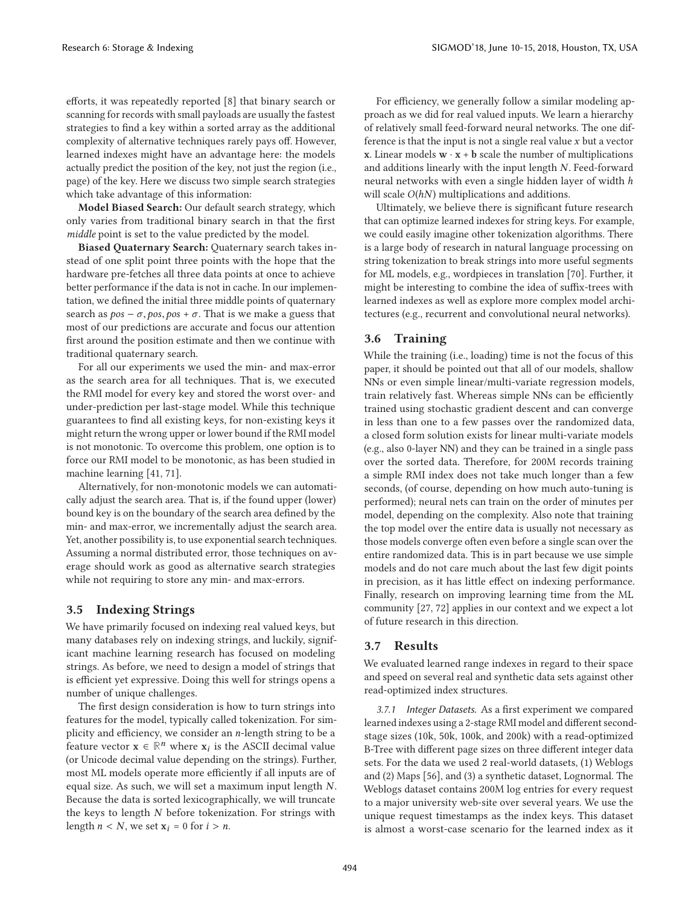efforts, it was repeatedly reported [8] that binary search or scanning for records with small payloads are usually the fastest strategies to find a key within a sorted array as the additional complexity of alternative techniques rarely pays off. However, learned indexes might have an advantage here: the models actually predict the position of the key, not just the region (i.e., page) of the key. Here we discuss two simple search strategies which take advantage of this information:

**Model Biased Search:** Our default search strategy, which only varies from traditional binary search in that the first *middle* point is set to the value predicted by the model.

**Biased Quaternary Search:** Quaternary search takes instead of one split point three points with the hope that the hardware pre-fetches all three data points at once to achieve better performance if the data is not in cache. In our implementation, we defined the initial three middle points of quaternary search as $pos - \sigma, pos, pos + \sigma$. That is we make a guess that most of our predictions are accurate and focus our attention first around the position estimate and then we continue with traditional quaternary search.

For all our experiments we used the min- and max-error as the search area for all techniques. That is, we executed the RMI model for every key and stored the worst over- and under-prediction per last-stage model. While this technique guarantees to find all existing keys, for non-existing keys it might return the wrong upper or lower bound if the RMI model is not monotonic. To overcome this problem, one option is to force our RMI model to be monotonic, as has been studied in machine learning [41, 71].

Alternatively, for non-monotonic models we can automatically adjust the search area. That is, if the found upper (lower) bound key is on the boundary of the search area defined by the min- and max-error, we incrementally adjust the search area. Yet, another possibility is, to use exponential search techniques. Assuming a normal distributed error, those techniques on average should work as good as alternative search strategies while not requiring to store any min- and max-errors.

### 3.5 Indexing Strings

We have primarily focused on indexing real valued keys, but many databases rely on indexing strings, and luckily, significant machine learning research has focused on modeling strings. As before, we need to design a model of strings that is efficient yet expressive. Doing this well for strings opens a number of unique challenges.

The first design consideration is how to turn strings into features for the model, typically called tokenization. For simplicity and efficiency, we consider an $n$-length string to be a feature vector $\mathbf{x} \in \mathbb{R}^n$ where $\mathbf{x}_i$ is the ASCII decimal value (or Unicode decimal value depending on the strings). Further, most ML models operate more efficiently if all inputs are of equal size. As such, we will set a maximum input length $N$. Because the data is sorted lexicographically, we will truncate the keys to length $N$ before tokenization. For strings with length $n < N$, we set $\mathbf{x}_i = 0$ for $i > n$.

For efficiency, we generally follow a similar modeling approach as we did for real valued inputs. We learn a hierarchy of relatively small feed-forward neural networks. The one difference is that the input is not a single real value $x$ but a vector $\mathbf{x}$. Linear models $\mathbf{w} \cdot \mathbf{x} + \mathbf{b}$ scale the number of multiplications and additions linearly with the input length $N$. Feed-forward neural networks with even a single hidden layer of width $h$ will scale $O(hN)$ multiplications and additions.

Ultimately, we believe there is significant future research that can optimize learned indexes for string keys. For example, we could easily imagine other tokenization algorithms. There is a large body of research in natural language processing on string tokenization to break strings into more useful segments for ML models, e.g., wordpieces in translation [70]. Further, it might be interesting to combine the idea of suffix-trees with learned indexes as well as explore more complex model architectures (e.g., recurrent and convolutional neural networks).

### 3.6 Training

While the training (i.e., loading) time is not the focus of this paper, it should be pointed out that all of our models, shallow NNs or even simple linear/multi-variate regression models, train relatively fast. Whereas simple NNs can be efficiently trained using stochastic gradient descent and can converge in less than one to a few passes over the randomized data, a closed form solution exists for linear multi-variate models (e.g., also 0-layer NN) and they can be trained in a single pass over the sorted data. Therefore, for 200M records training a simple RMI index does not take much longer than a few seconds, (of course, depending on how much auto-tuning is performed); neural nets can train on the order of minutes per model, depending on the complexity. Also note that training the top model over the entire data is usually not necessary as those models converge often even before a single scan over the entire randomized data. This is in part because we use simple models and do not care much about the last few digit points in precision, as it has little effect on indexing performance. Finally, research on improving learning time from the ML community [27, 72] applies in our context and we expect a lot of future research in this direction.

### 3.7 Results

We evaluated learned range indexes in regard to their space and speed on several real and synthetic data sets against other read-optimized index structures.

*3.7.1 Integer Datasets.* As a first experiment we compared learned indexes using a 2-stage RMI model and different second-stage sizes (10k, 50k, 100k, and 200k) with a read-optimized B-Tree with different page sizes on three different integer data sets. For the data we used 2 real-world datasets, (1) Weblogs and (2) Maps [56], and (3) a synthetic dataset, Lognormal. The Weblogs dataset contains 200M log entries for every request to a major university web-site over several years. We use the unique request timestamps as the index keys. This dataset is almost a worst-case scenario for the learned index as it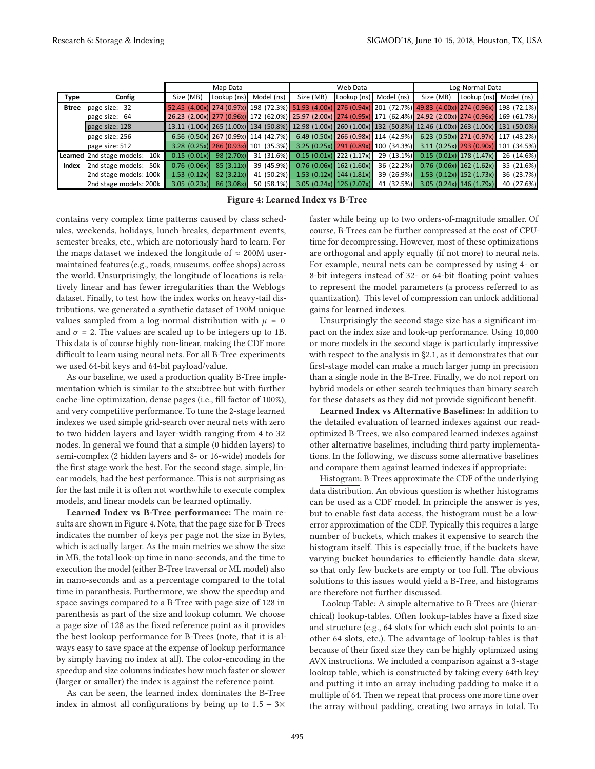| Type | Config | Map Data | | | Web Data | | | Log-Normal Data | | |
|---|---|---|---|---|---|---|---|---|---|---|
| | | Size (MB) | Lookup (ns) | Model (ns) | Size (MB) | Lookup (ns) | Model (ns) | Size (MB) | Lookup (ns) | Model (ns) |
| Btree | page size: 32 | 52.45 (4.00x) | 274 (0.97x) | 198 (72.3%) | 51.93 (4.00x) | 276 (0.94x) | 201 (72.7%) | 49.83 (4.00x) | 274 (0.96x) | 198 (72.1%) |
| | page size: 64 | 26.23 (2.00x) | 277 (0.96x) | 172 (62.0%) | 25.97 (2.00x) | 274 (0.95x) | 171 (62.4%) | 24.92 (2.00x) | 274 (0.96x) | 169 (61.7%) |
| | page size: 128 | 13.11 (1.00x) | 265 (1.00x) | 134 (50.8%) | 12.98 (1.00x) | 260 (1.00x) | 132 (50.8%) | 12.46 (1.00x) | 263 (1.00x) | 131 (50.0%) |
| | page size: 256 | 6.56 (0.50x) | 267 (0.99x) | 114 (42.7%) | 6.49 (0.50x) | 266 (0.98x) | 114 (42.9%) | 6.23 (0.50x) | 271 (0.97x) | 117 (43.2%) |
| | page size: 512 | 3.28 (0.25x) | 286 (0.93x) | 101 (35.3%) | 3.25 (0.25x) | 291 (0.89x) | 100 (34.3%) | 3.11 (0.25x) | 293 (0.90x) | 101 (34.5%) |
| Learned Index | 2nd stage models: 10k | 0.15 (0.01x) | 98 (2.70x) | 31 (31.6%) | 0.15 (0.01x) | 222 (1.17x) | 29 (13.1%) | 0.15 (0.01x) | 178 (1.47x) | 26 (14.6%) |
| | 2nd stage models: 50k | 0.76 (0.06x) | 85 (3.11x) | 39 (45.9%) | 0.76 (0.06x) | 162 (1.60x) | 36 (22.2%) | 0.76 (0.06x) | 162 (1.62x) | 35 (21.6%) |
| | 2nd stage models: 100k | 1.53 (0.12x) | 82 (3.21x) | 41 (50.2%) | 1.53 (0.12x) | 144 (1.81x) | 39 (26.9%) | 1.53 (0.12x) | 152 (1.73x) | 36 (23.7%) |
| | 2nd stage models: 200k | 3.05 (0.23x) | 86 (3.08x) | 50 (58.1%) | 3.05 (0.24x) | 126 (2.07x) | 41 (32.5%) | 3.05 (0.24x) | 146 (1.79x) | 40 (27.6%) |

**Figure 4: Learned Index vs B-Tree**

contains very complex time patterns caused by class schedules, weekends, holidays, lunch-breaks, department events, semester breaks, etc., which are notoriously hard to learn. For the maps dataset we indexed the longitude of ≈ 200M user-maintained features (e.g., roads, museums, coffee shops) across the world. Unsurprisingly, the longitude of locations is relatively linear and has fewer irregularities than the Weblogs dataset. Finally, to test how the index works on heavy-tail distributions, we generated a synthetic dataset of 190M unique values sampled from a log-normal distribution with $\mu = 0$ and $\sigma = 2$. The values are scaled up to be integers up to 1B. This data is of course highly non-linear, making the CDF more difficult to learn using neural nets. For all B-Tree experiments we used 64-bit keys and 64-bit payload/value.

As our baseline, we used a production quality B-Tree implementation which is similar to the stx::btree but with further cache-line optimization, dense pages (i.e., fill factor of 100%), and very competitive performance. To tune the 2-stage learned indexes we used simple grid-search over neural nets with zero to two hidden layers and layer-width ranging from 4 to 32 nodes. In general we found that a simple (0 hidden layers) to semi-complex (2 hidden layers and 8- or 16-wide) models for the first stage work the best. For the second stage, simple, linear models, had the best performance. This is not surprising as for the last mile it is often not worthwhile to execute complex models, and linear models can be learned optimally.

**Learned Index vs B-Tree performance:** The main results are shown in Figure 4. Note, that the page size for B-Trees indicates the number of keys per page not the size in Bytes, which is actually larger. As the main metrics we show the size in MB, the total look-up time in nano-seconds, and the time to execution the model (either B-Tree traversal or ML model) also in nano-seconds and as a percentage compared to the total time in paranthesis. Furthermore, we show the speedup and space savings compared to a B-Tree with page size of 128 in parenthesis as part of the size and lookup column. We choose a page size of 128 as the fixed reference point as it provides the best lookup performance for B-Trees (note, that it is always easy to save space at the expense of lookup performance by simply having no index at all). The color-encoding in the speedup and size columns indicates how much faster or slower (larger or smaller) the index is against the reference point.

As can be seen, the learned index dominates the B-Tree index in almost all configurations by being up to 1.5 − 3× faster while being up to two orders-of-magnitude smaller. Of course, B-Trees can be further compressed at the cost of CPU-time for decompressing. However, most of these optimizations are orthogonal and apply equally (if not more) to neural nets. For example, neural nets can be compressed by using 4- or 8-bit integers instead of 32- or 64-bit floating point values to represent the model parameters (a process referred to as quantization). This level of compression can unlock additional gains for learned indexes.

Unsurprisingly the second stage size has a significant impact on the index size and look-up performance. Using 10,000 or more models in the second stage is particularly impressive with respect to the analysis in §2.1, as it demonstrates that our first-stage model can make a much larger jump in precision than a single node in the B-Tree. Finally, we do not report on hybrid models or other search techniques than binary search for these datasets as they did not provide significant benefit.

**Learned Index vs Alternative Baselines:** In addition to the detailed evaluation of learned indexes against our read-optimized B-Trees, we also compared learned indexes against other alternative baselines, including third party implementations. In the following, we discuss some alternative baselines and compare them against learned indexes if appropriate:

Histogram: B-Trees approximate the CDF of the underlying data distribution. An obvious question is whether histograms can be used as a CDF model. In principle the answer is yes, but to enable fast data access, the histogram must be a low-error approximation of the CDF. Typically this requires a large number of buckets, which makes it expensive to search the histogram itself. This is especially true, if the buckets have varying bucket boundaries to efficiently handle data skew, so that only few buckets are empty or too full. The obvious solutions to this issues would yield a B-Tree, and histograms are therefore not further discussed.

Lookup-Table: A simple alternative to B-Trees are (hierarchical) lookup-tables. Often lookup-tables have a fixed size and structure (e.g., 64 slots for which each slot points to another 64 slots, etc.). The advantage of lookup-tables is that because of their fixed size they can be highly optimized using AVX instructions. We included a comparison against a 3-stage lookup table, which is constructed by taking every 64th key and putting it into an array including padding to make it a multiple of 64. Then we repeat that process one more time over the array without padding, creating two arrays in total. To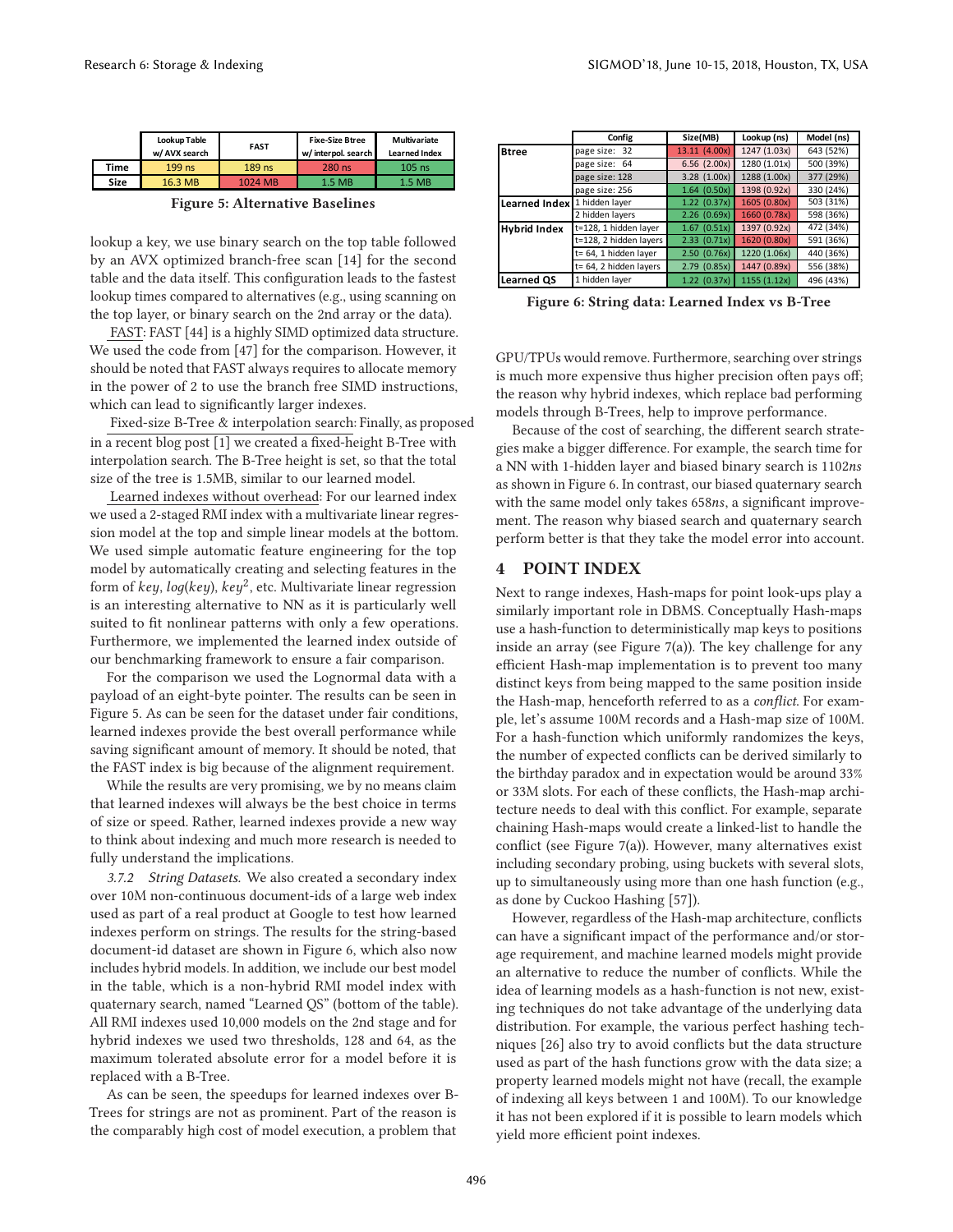| | Lookup Table w/ AVX search | FAST | Fixe-Size Btree w/ interpol. search | Multivariate Learned Index |
|---|---|---|---|---|
| Time | 199 ns | 189 ns | 280 ns | 105 ns |
| Size | 16.3 MB | 1024 MB | 1.5 MB | 1.5 MB |

**Figure 5: Alternative Baselines**

lookup a key, we use binary search on the top table followed by an AVX optimized branch-free scan [14] for the second table and the data itself. This configuration leads to the fastest lookup times compared to alternatives (e.g., using scanning on the top layer, or binary search on the 2nd array or the data).

FAST: FAST [44] is a highly SIMD optimized data structure. We used the code from [47] for the comparison. However, it should be noted that FAST always requires to allocate memory in the power of 2 to use the branch free SIMD instructions, which can lead to significantly larger indexes.

Fixed-size B-Tree & interpolation search: Finally, as proposed in a recent blog post [1] we created a fixed-height B-Tree with interpolation search. The B-Tree height is set, so that the total size of the tree is 1.5MB, similar to our learned model.

Learned indexes without overhead: For our learned index we used a 2-staged RMI index with a multivariate linear regression model at the top and simple linear models at the bottom. We used simple automatic feature engineering for the top model by automatically creating and selecting features in the form of $key$, $log(key)$, $key^2$, etc. Multivariate linear regression is an interesting alternative to NN as it is particularly well suited to fit nonlinear patterns with only a few operations. Furthermore, we implemented the learned index outside of our benchmarking framework to ensure a fair comparison.

For the comparison we used the Lognormal data with a payload of an eight-byte pointer. The results can be seen in Figure 5. As can be seen for the dataset under fair conditions, learned indexes provide the best overall performance while saving significant amount of memory. It should be noted, that the FAST index is big because of the alignment requirement.

While the results are very promising, we by no means claim that learned indexes will always be the best choice in terms of size or speed. Rather, learned indexes provide a new way to think about indexing and much more research is needed to fully understand the implications.

*3.7.2 String Datasets.* We also created a secondary index over 10M non-continuous document-ids of a large web index used as part of a real product at Google to test how learned indexes perform on strings. The results for the string-based document-id dataset are shown in Figure 6, which also now includes hybrid models. In addition, we include our best model in the table, which is a non-hybrid RMI model index with quaternary search, named "Learned QS" (bottom of the table). All RMI indexes used 10,000 models on the 2nd stage and for hybrid indexes we used two thresholds, 128 and 64, as the maximum tolerated absolute error for a model before it is replaced with a B-Tree.

As can be seen, the speedups for learned indexes over B-Trees for strings are not as prominent. Part of the reason is the comparably high cost of model execution, a problem that

| | Config | Size(MB) | Lookup (ns) | Model (ns) |
|---|---|---|---|---|
| Btree | page size: 32 | 13.11 (4.00x) | 1247 (1.03x) | 643 (52%) |
| | page size: 64 | 6.56 (2.00x) | 1280 (1.01x) | 500 (39%) |
| | page size: 128 | 3.28 (1.00x) | 1288 (1.00x) | 377 (29%) |
| | page size: 256 | 1.64 (0.50x) | 1398 (0.92x) | 330 (24%) |
| Learned Index | 1 hidden layer | 1.22 (0.37x) | 1605 (0.80x) | 503 (31%) |
| | 2 hidden layers | 2.26 (0.69x) | 1660 (0.78x) | 598 (36%) |
| Hybrid Index | t=128, 1 hidden layer | 1.67 (0.51x) | 1397 (0.92x) | 472 (34%) |
| | t=128, 2 hidden layers | 2.33 (0.71x) | 1620 (0.80x) | 591 (36%) |
| | t= 64, 1 hidden layer | 2.50 (0.76x) | 1220 (1.06x) | 440 (36%) |
| | t= 64, 2 hidden layers | 2.79 (0.85x) | 1447 (0.89x) | 556 (38%) |
| Learned QS | 1 hidden layer | 1.22 (0.37x) | 1155 (1.12x) | 496 (43%) |

**Figure 6: String data: Learned Index vs B-Tree**

GPU/TPUs would remove. Furthermore, searching over strings is much more expensive thus higher precision often pays off; the reason why hybrid indexes, which replace bad performing models through B-Trees, help to improve performance.

Because of the cost of searching, the different search strategies make a bigger difference. For example, the search time for a NN with 1-hidden layer and biased binary search is 1102*ns* as shown in Figure 6. In contrast, our biased quaternary search with the same model only takes 658*ns*, a significant improvement. The reason why biased search and quaternary search perform better is that they take the model error into account.

## 4 POINT INDEX

Next to range indexes, Hash-maps for point look-ups play a similarly important role in DBMS. Conceptually Hash-maps use a hash-function to deterministically map keys to positions inside an array (see Figure 7(a)). The key challenge for any efficient Hash-map implementation is to prevent too many distinct keys from being mapped to the same position inside the Hash-map, henceforth referred to as a *conflict*. For example, let's assume 100M records and a Hash-map size of 100M. For a hash-function which uniformly randomizes the keys, the number of expected conflicts can be derived similarly to the birthday paradox and in expectation would be around 33% or 33M slots. For each of these conflicts, the Hash-map architecture needs to deal with this conflict. For example, separate chaining Hash-maps would create a linked-list to handle the conflict (see Figure 7(a)). However, many alternatives exist including secondary probing, using buckets with several slots, up to simultaneously using more than one hash function (e.g., as done by Cuckoo Hashing [57]).

However, regardless of the Hash-map architecture, conflicts can have a significant impact of the performance and/or storage requirement, and machine learned models might provide an alternative to reduce the number of conflicts. While the idea of learning models as a hash-function is not new, existing techniques do not take advantage of the underlying data distribution. For example, the various perfect hashing techniques [26] also try to avoid conflicts but the data structure used as part of the hash functions grow with the data size; a property learned models might not have (recall, the example of indexing all keys between 1 and 100M). To our knowledge it has not been explored if it is possible to learn models which yield more efficient point indexes.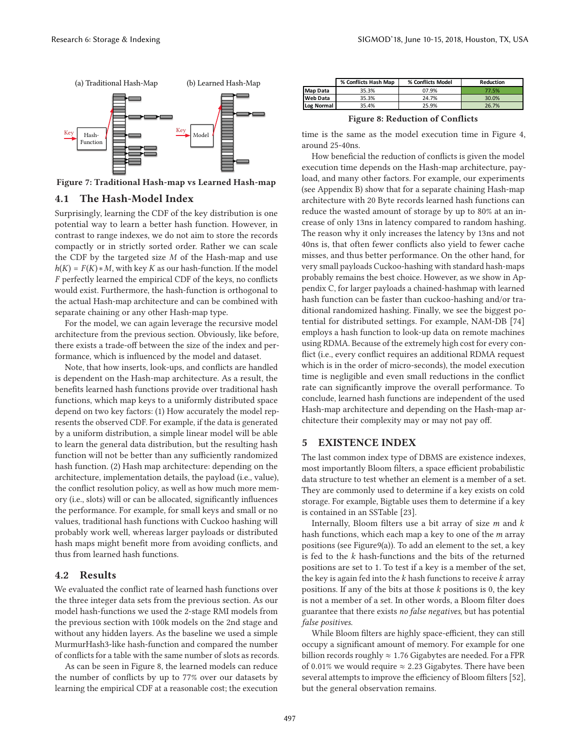(a) Traditional Hash-Map

(b) Learned Hash-Map

Key

Hash-Function

Key

Model

Figure 7: Traditional Hash-map vs Learned Hash-map

### 4.1 The Hash-Model Index

Surprisingly, learning the CDF of the key distribution is one potential way to learn a better hash function. However, in contrast to range indexes, we do not aim to store the records compactly or in strictly sorted order. Rather we can scale the CDF by the targeted size $M$ of the Hash-map and use $h(K) = F(K) * M$, with key $K$ as our hash-function. If the model $F$ perfectly learned the empirical CDF of the keys, no conflicts would exist. Furthermore, the hash-function is orthogonal to the actual Hash-map architecture and can be combined with separate chaining or any other Hash-map type.

For the model, we can again leverage the recursive model architecture from the previous section. Obviously, like before, there exists a trade-off between the size of the index and performance, which is influenced by the model and dataset.

Note, that how inserts, look-ups, and conflicts are handled is dependent on the Hash-map architecture. As a result, the benefits learned hash functions provide over traditional hash functions, which map keys to a uniformly distributed space depend on two key factors: (1) How accurately the model represents the observed CDF. For example, if the data is generated by a uniform distribution, a simple linear model will be able to learn the general data distribution, but the resulting hash function will not be better than any sufficiently randomized hash function. (2) Hash map architecture: depending on the architecture, implementation details, the payload (i.e., value), the conflict resolution policy, as well as how much more memory (i.e., slots) will or can be allocated, significantly influences the performance. For example, for small keys and small or no values, traditional hash functions with Cuckoo hashing will probably work well, whereas larger payloads or distributed hash maps might benefit more from avoiding conflicts, and thus from learned hash functions.

### 4.2 Results

We evaluated the conflict rate of learned hash functions over the three integer data sets from the previous section. As our model hash-functions we used the 2-stage RMI models from the previous section with 100k models on the 2nd stage and without any hidden layers. As the baseline we used a simple MurmurHash3-like hash-function and compared the number of conflicts for a table with the same number of slots as records.

As can be seen in Figure 8, the learned models can reduce the number of conflicts by up to 77% over our datasets by learning the empirical CDF at a reasonable cost; the execution time is the same as the model execution time in Figure 4, around 25-40ns.

| | % Conflicts Hash Map | % Conflicts Model | Reduction |
|---|---|---|---|
| Map Data | 35.3% | 07.9% | 77.5% |
| Web Data | 35.3% | 24.7% | 30.0% |
| Log Normal | 35.4% | 25.9% | 26.7% |

Figure 8: Reduction of Conflicts

How beneficial the reduction of conflicts is given the model execution time depends on the Hash-map architecture, payload, and many other factors. For example, our experiments (see Appendix B) show that for a separate chaining Hash-map architecture with 20 Byte records learned hash functions can reduce the wasted amount of storage by up to 80% at an increase of only 13ns in latency compared to random hashing. The reason why it only increases the latency by 13ns and not 40ns is, that often fewer conflicts also yield to fewer cache misses, and thus better performance. On the other hand, for very small payloads Cuckoo-hashing with standard hash-maps probably remains the best choice. However, as we show in Appendix C, for larger payloads a chained-hashmap with learned hash function can be faster than cuckoo-hashing and/or traditional randomized hashing. Finally, we see the biggest potential for distributed settings. For example, NAM-DB [74] employs a hash function to look-up data on remote machines using RDMA. Because of the extremely high cost for every conflict (i.e., every conflict requires an additional RDMA request which is in the order of micro-seconds), the model execution time is negligible and even small reductions in the conflict rate can significantly improve the overall performance. To conclude, learned hash functions are independent of the used Hash-map architecture and depending on the Hash-map architecture their complexity may or may not pay off.

## 5 EXISTENCE INDEX

The last common index type of DBMS are existence indexes, most importantly Bloom filters, a space efficient probabilistic data structure to test whether an element is a member of a set. They are commonly used to determine if a key exists on cold storage. For example, Bigtable uses them to determine if a key is contained in an SSTable [23].

Internally, Bloom filters use a bit array of size $m$ and $k$ hash functions, which each map a key to one of the $m$ array positions (see Figure9(a)). To add an element to the set, a key is fed to the $k$ hash-functions and the bits of the returned positions are set to 1. To test if a key is a member of the set, the key is again fed into the $k$ hash functions to receive $k$ array positions. If any of the bits at those $k$ positions is 0, the key is not a member of a set. In other words, a Bloom filter does guarantee that there exists *no false negatives*, but has potential *false positives*.

While Bloom filters are highly space-efficient, they can still occupy a significant amount of memory. For example for one billion records roughly $\approx$ 1.76 Gigabytes are needed. For a FPR of 0.01% we would require $\approx$ 2.23 Gigabytes. There have been several attempts to improve the efficiency of Bloom filters [52], but the general observation remains.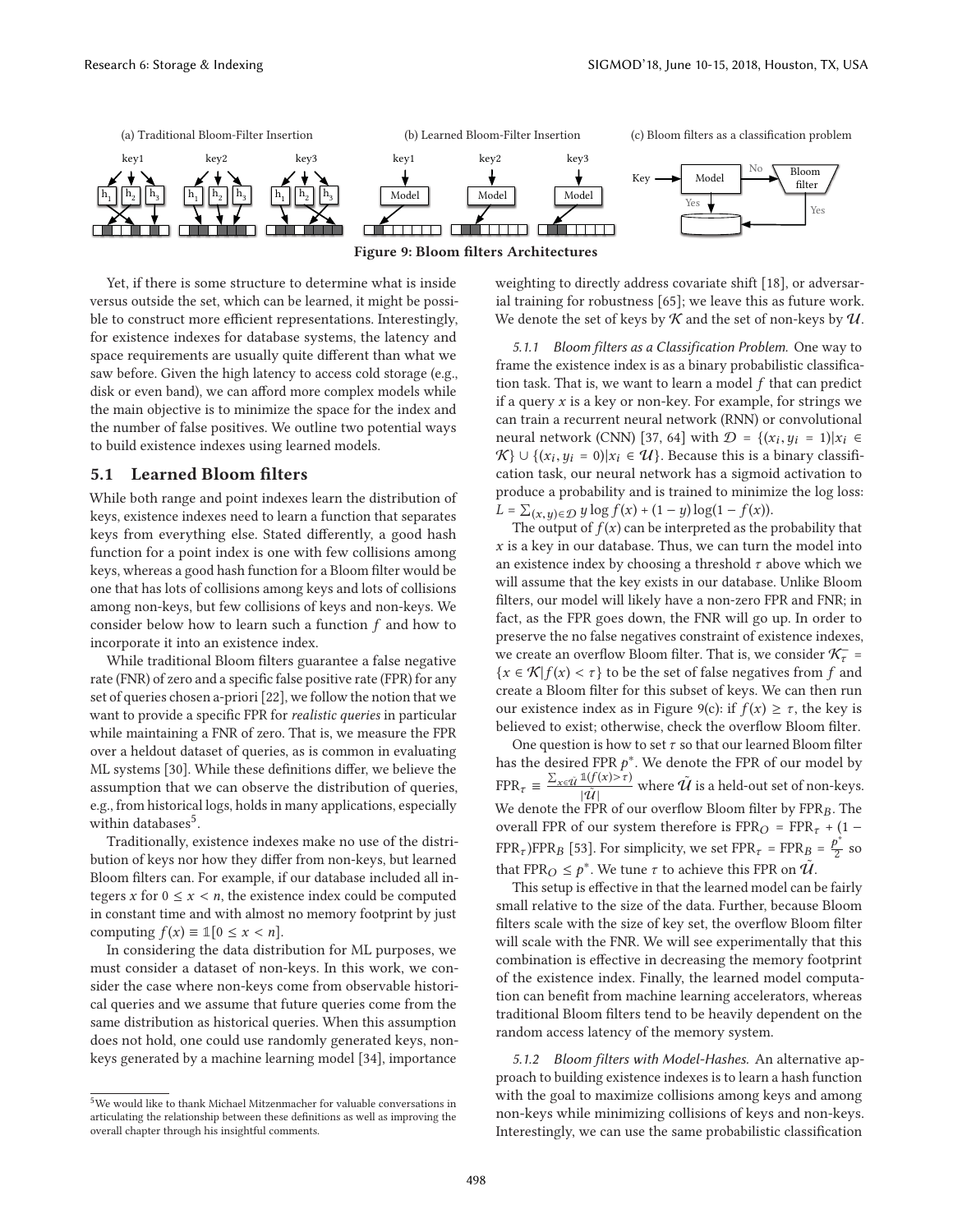(a) Traditional Bloom-Filter Insertion (b) Learned Bloom-Filter Insertion (c) Bloom filters as a classification problem

Figure 9: Bloom filters Architectures

Yet, if there is some structure to determine what is inside versus outside the set, which can be learned, it might be possible to construct more efficient representations. Interestingly, for existence indexes for database systems, the latency and space requirements are usually quite different than what we saw before. Given the high latency to access cold storage (e.g., disk or even band), we can afford more complex models while the main objective is to minimize the space for the index and the number of false positives. We outline two potential ways to build existence indexes using learned models.

## 5.1 Learned Bloom filters

While both range and point indexes learn the distribution of keys, existence indexes need to learn a function that separates keys from everything else. Stated differently, a good hash function for a point index is one with few collisions among keys, whereas a good hash function for a Bloom filter would be one that has lots of collisions among keys and lots of collisions among non-keys, but few collisions of keys and non-keys. We consider below how to learn such a function $f$ and how to incorporate it into an existence index.

While traditional Bloom filters guarantee a false negative rate (FNR) of zero and a specific false positive rate (FPR) for any set of queries chosen a-priori [22], we follow the notion that we want to provide a specific FPR for *realistic queries* in particular while maintaining a FNR of zero. That is, we measure the FPR over a heldout dataset of queries, as is common in evaluating ML systems [30]. While these definitions differ, we believe the assumption that we can observe the distribution of queries, e.g., from historical logs, holds in many applications, especially within databases[5].

Traditionally, existence indexes make no use of the distribution of keys nor how they differ from non-keys, but learned Bloom filters can. For example, if our database included all integers $x$ for $0 \leq x < n$, the existence index could be computed in constant time and with almost no memory footprint by just computing $f(x) \equiv \mathbb{1}[0 \leq x < n]$.

In considering the data distribution for ML purposes, we must consider a dataset of non-keys. In this work, we consider the case where non-keys come from observable historical queries and we assume that future queries come from the same distribution as historical queries. When this assumption does not hold, one could use randomly generated keys, non-keys generated by a machine learning model [34], importance weighting to directly address covariate shift [18], or adversarial training for robustness [65]; we leave this as future work. We denote the set of keys by $\mathcal{K}$ and the set of non-keys by $\mathcal{U}$.

*5.1.1 Bloom filters as a Classification Problem.* One way to frame the existence index is as a binary probabilistic classification task. That is, we want to learn a model $f$ that can predict if a query $x$ is a key or non-key. For example, for strings we can train a recurrent neural network (RNN) or convolutional neural network (CNN) [37, 64] with $\mathcal{D} = \{(x_i, y_i = 1) | x_i \in \mathcal{K}\} \cup \{(x_i, y_i = 0) | x_i \in \mathcal{U}\}$. Because this is a binary classification task, our neural network has a sigmoid activation to produce a probability and is trained to minimize the log loss: $L = \sum_{(x,y)\in\mathcal{D}} y \log f(x) + (1 - y) \log(1 - f(x))$.

The output of $f(x)$ can be interpreted as the probability that $x$ is a key in our database. Thus, we can turn the model into an existence index by choosing a threshold $\tau$ above which we will assume that the key exists in our database. Unlike Bloom filters, our model will likely have a non-zero FPR and FNR; in fact, as the FPR goes down, the FNR will go up. In order to preserve the no false negatives constraint of existence indexes, we create an overflow Bloom filter. That is, we consider $\mathcal{K}_\tau^- = \{x \in \mathcal{K} | f(x) < \tau\}$ to be the set of false negatives from $f$ and create a Bloom filter for this subset of keys. We can then run our existence index as in Figure 9(c): if $f(x) \geq \tau$, the key is believed to exist; otherwise, check the overflow Bloom filter.

One question is how to set $\tau$ so that our learned Bloom filter has the desired FPR $p^*$. We denote the FPR of our model by $\text{FPR}_\tau \equiv \frac{\sum_{x\in\tilde{\mathcal{U}}} \mathbb{1}(f(x) > \tau)}{|\tilde{\mathcal{U}}|}$ where $\tilde{\mathcal{U}}$ is a held-out set of non-keys. We denote the FPR of our overflow Bloom filter by $\text{FPR}_B$. The overall FPR of our system therefore is $\text{FPR}_O = \text{FPR}_\tau + (1 - \text{FPR}_\tau)\text{FPR}_B$ [53]. For simplicity, we set $\text{FPR}_\tau = \text{FPR}_B = \frac{p^*}{2}$ so that $\text{FPR}_O \leq p^*$. We tune $\tau$ to achieve this FPR on $\tilde{\mathcal{U}}$.

This setup is effective in that the learned model can be fairly small relative to the size of the data. Further, because Bloom filters scale with the size of key set, the overflow Bloom filter will scale with the FNR. We will see experimentally that this combination is effective in decreasing the memory footprint of the existence index. Finally, the learned model computation can benefit from machine learning accelerators, whereas traditional Bloom filters tend to be heavily dependent on the random access latency of the memory system.

*5.1.2 Bloom filters with Model-Hashes.* An alternative approach to building existence indexes is to learn a hash function with the goal to maximize collisions among keys and among non-keys while minimizing collisions of keys and non-keys. Interestingly, we can use the same probabilistic classification

[5] We would like to thank Michael Mitzenmacher for valuable conversations in articulating the relationship between these definitions as well as improving the overall chapter through his insightful comments.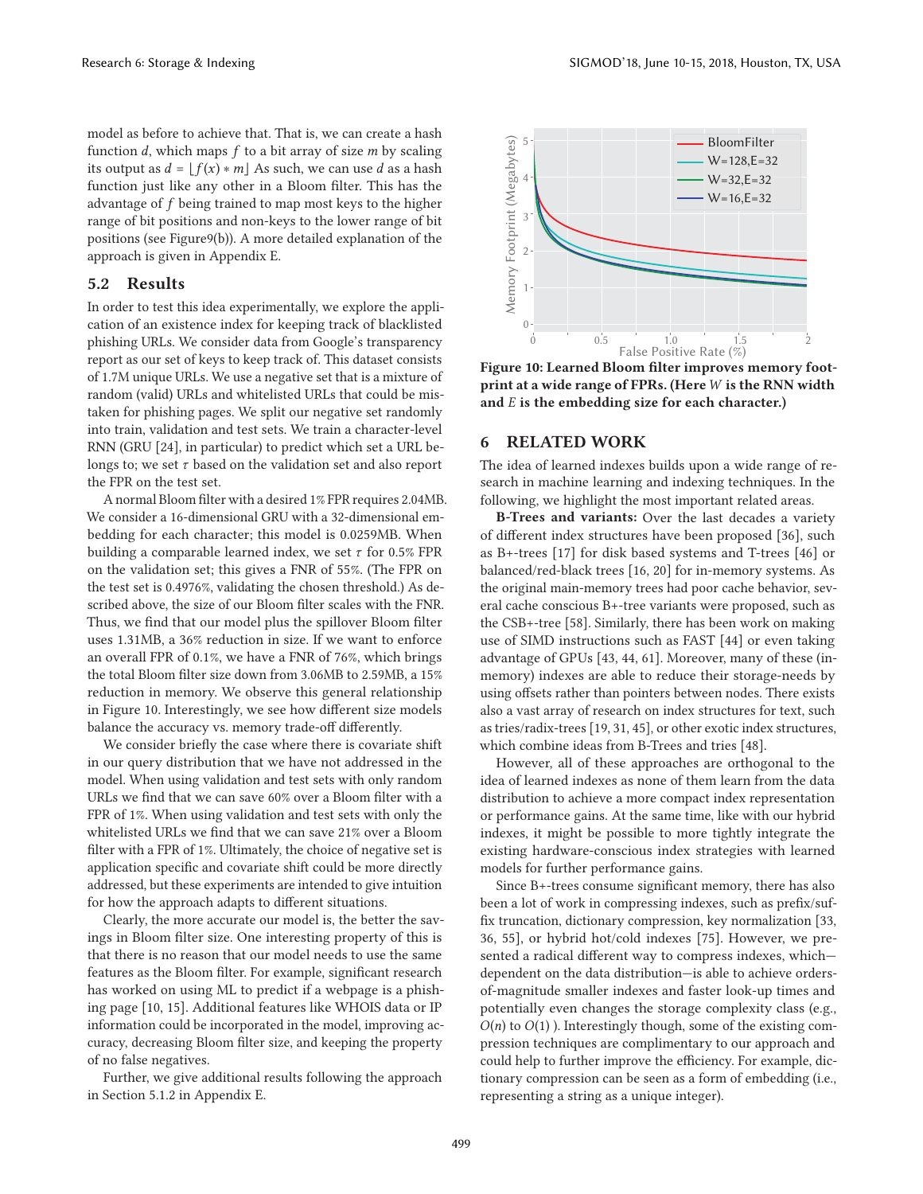model as before to achieve that. That is, we can create a hash function $d$, which maps $f$ to a bit array of size $m$ by scaling its output as $d = \lfloor f(x) * m \rfloor$ As such, we can use $d$ as a hash function just like any other in a Bloom filter. This has the advantage of $f$ being trained to map most keys to the higher range of bit positions and non-keys to the lower range of bit positions (see Figure9(b)). A more detailed explanation of the approach is given in Appendix E.

## 5.2 Results

In order to test this idea experimentally, we explore the application of an existence index for keeping track of blacklisted phishing URLs. We consider data from Google's transparency report as our set of keys to keep track of. This dataset consists of 1.7M unique URLs. We use a negative set that is a mixture of random (valid) URLs and whitelisted URLs that could be mistaken for phishing pages. We split our negative set randomly into train, validation and test sets. We train a character-level RNN (GRU [24], in particular) to predict which set a URL belongs to; we set $\tau$ based on the validation set and also report the FPR on the test set.

A normal Bloom filter with a desired 1% FPR requires 2.04MB. We consider a 16-dimensional GRU with a 32-dimensional embedding for each character; this model is 0.0259MB. When building a comparable learned index, we set $\tau$ for 0.5% FPR on the validation set; this gives a FNR of 55%. (The FPR on the test set is 0.4976%, validating the chosen threshold.) As described above, the size of our Bloom filter scales with the FNR. Thus, we find that our model plus the spillover Bloom filter uses 1.31MB, a 36% reduction in size. If we want to enforce an overall FPR of 0.1%, we have a FNR of 76%, which brings the total Bloom filter size down from 3.06MB to 2.59MB, a 15% reduction in memory. We observe this general relationship in Figure 10. Interestingly, we see how different size models balance the accuracy vs. memory trade-off differently.

We consider briefly the case where there is covariate shift in our query distribution that we have not addressed in the model. When using validation and test sets with only random URLs we find that we can save 60% over a Bloom filter with a FPR of 1%. When using validation and test sets with only the whitelisted URLs we find that we can save 21% over a Bloom filter with a FPR of 1%. Ultimately, the choice of negative set is application specific and covariate shift could be more directly addressed, but these experiments are intended to give intuition for how the approach adapts to different situations.

Clearly, the more accurate our model is, the better the savings in Bloom filter size. One interesting property of this is that there is no reason that our model needs to use the same features as the Bloom filter. For example, significant research has worked on using ML to predict if a webpage is a phishing page [10, 15]. Additional features like WHOIS data or IP information could be incorporated in the model, improving accuracy, decreasing Bloom filter size, and keeping the property of no false negatives.

Further, we give additional results following the approach in Section 5.1.2 in Appendix E.

**Figure 10: Learned Bloom filter improves memory footprint at a wide range of FPRs. (Here $W$ is the RNN width and $E$ is the embedding size for each character.)**

# 6 RELATED WORK

The idea of learned indexes builds upon a wide range of research in machine learning and indexing techniques. In the following, we highlight the most important related areas.

**B-Trees and variants:** Over the last decades a variety of different index structures have been proposed [36], such as B+-trees [17] for disk based systems and T-trees [46] or balanced/red-black trees [16, 20] for in-memory systems. As the original main-memory trees had poor cache behavior, several cache conscious B+-tree variants were proposed, such as the CSB+-tree [58]. Similarly, there has been work on making use of SIMD instructions such as FAST [44] or even taking advantage of GPUs [43, 44, 61]. Moreover, many of these (in-memory) indexes are able to reduce their storage-needs by using offsets rather than pointers between nodes. There exists also a vast array of research on index structures for text, such as tries/radix-trees [19, 31, 45], or other exotic index structures, which combine ideas from B-Trees and tries [48].

However, all of these approaches are orthogonal to the idea of learned indexes as none of them learn from the data distribution to achieve a more compact index representation or performance gains. At the same time, like with our hybrid indexes, it might be possible to more tightly integrate the existing hardware-conscious index strategies with learned models for further performance gains.

Since B+-trees consume significant memory, there has also been a lot of work in compressing indexes, such as prefix/suffix truncation, dictionary compression, key normalization [33, 36, 55], or hybrid hot/cold indexes [75]. However, we presented a radical different way to compress indexes, which—dependent on the data distribution—is able to achieve orders-of-magnitude smaller indexes and faster look-up times and potentially even changes the storage complexity class (e.g., $O(n)$ to $O(1)$ ). Interestingly though, some of the existing compression techniques are complimentary to our approach and could help to further improve the efficiency. For example, dictionary compression can be seen as a form of embedding (i.e., representing a string as a unique integer).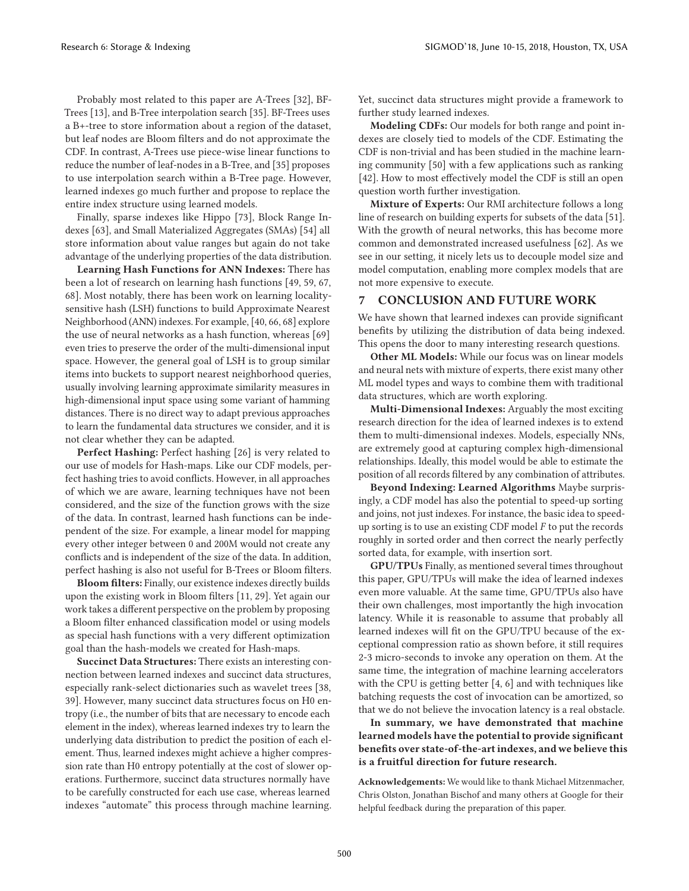Probably most related to this paper are A-Trees [32], BF-Trees [13], and B-Tree interpolation search [35]. BF-Trees uses a B+-tree to store information about a region of the dataset, but leaf nodes are Bloom filters and do not approximate the CDF. In contrast, A-Trees use piece-wise linear functions to reduce the number of leaf-nodes in a B-Tree, and [35] proposes to use interpolation search within a B-Tree page. However, learned indexes go much further and propose to replace the entire index structure using learned models.

Finally, sparse indexes like Hippo [73], Block Range Indexes [63], and Small Materialized Aggregates (SMAs) [54] all store information about value ranges but again do not take advantage of the underlying properties of the data distribution.

**Learning Hash Functions for ANN Indexes:** There has been a lot of research on learning hash functions [49, 59, 67, 68]. Most notably, there has been work on learning locality-sensitive hash (LSH) functions to build Approximate Nearest Neighborhood (ANN) indexes. For example, [40, 66, 68] explore the use of neural networks as a hash function, whereas [69] even tries to preserve the order of the multi-dimensional input space. However, the general goal of LSH is to group similar items into buckets to support nearest neighborhood queries, usually involving learning approximate similarity measures in high-dimensional input space using some variant of hamming distances. There is no direct way to adapt previous approaches to learn the fundamental data structures we consider, and it is not clear whether they can be adapted.

**Perfect Hashing:** Perfect hashing [26] is very related to our use of models for Hash-maps. Like our CDF models, perfect hashing tries to avoid conflicts. However, in all approaches of which we are aware, learning techniques have not been considered, and the size of the function grows with the size of the data. In contrast, learned hash functions can be independent of the size. For example, a linear model for mapping every other integer between 0 and 200M would not create any conflicts and is independent of the size of the data. In addition, perfect hashing is also not useful for B-Trees or Bloom filters.

**Bloom filters:** Finally, our existence indexes directly builds upon the existing work in Bloom filters [11, 29]. Yet again our work takes a different perspective on the problem by proposing a Bloom filter enhanced classification model or using models as special hash functions with a very different optimization goal than the hash-models we created for Hash-maps.

**Succinct Data Structures:** There exists an interesting connection between learned indexes and succinct data structures, especially rank-select dictionaries such as wavelet trees [38, 39]. However, many succinct data structures focus on H0 entropy (i.e., the number of bits that are necessary to encode each element in the index), whereas learned indexes try to learn the underlying data distribution to predict the position of each element. Thus, learned indexes might achieve a higher compression rate than H0 entropy potentially at the cost of slower operations. Furthermore, succinct data structures normally have to be carefully constructed for each use case, whereas learned indexes "automate" this process through machine learning. Yet, succinct data structures might provide a framework to further study learned indexes.

**Modeling CDFs:** Our models for both range and point indexes are closely tied to models of the CDF. Estimating the CDF is non-trivial and has been studied in the machine learning community [50] with a few applications such as ranking [42]. How to most effectively model the CDF is still an open question worth further investigation.

**Mixture of Experts:** Our RMI architecture follows a long line of research on building experts for subsets of the data [51]. With the growth of neural networks, this has become more common and demonstrated increased usefulness [62]. As we see in our setting, it nicely lets us to decouple model size and model computation, enabling more complex models that are not more expensive to execute.

## 7 CONCLUSION AND FUTURE WORK

We have shown that learned indexes can provide significant benefits by utilizing the distribution of data being indexed. This opens the door to many interesting research questions.

**Other ML Models:** While our focus was on linear models and neural nets with mixture of experts, there exist many other ML model types and ways to combine them with traditional data structures, which are worth exploring.

**Multi-Dimensional Indexes:** Arguably the most exciting research direction for the idea of learned indexes is to extend them to multi-dimensional indexes. Models, especially NNs, are extremely good at capturing complex high-dimensional relationships. Ideally, this model would be able to estimate the position of all records filtered by any combination of attributes.

**Beyond Indexing: Learned Algorithms** Maybe surprisingly, a CDF model has also the potential to speed-up sorting and joins, not just indexes. For instance, the basic idea to speed-up sorting is to use an existing CDF model $F$ to put the records roughly in sorted order and then correct the nearly perfectly sorted data, for example, with insertion sort.

**GPU/TPUs** Finally, as mentioned several times throughout this paper, GPU/TPUs will make the idea of learned indexes even more valuable. At the same time, GPU/TPUs also have their own challenges, most importantly the high invocation latency. While it is reasonable to assume that probably all learned indexes will fit on the GPU/TPU because of the exceptional compression ratio as shown before, it still requires 2-3 micro-seconds to invoke any operation on them. At the same time, the integration of machine learning accelerators with the CPU is getting better [4, 6] and with techniques like batching requests the cost of invocation can be amortized, so that we do not believe the invocation latency is a real obstacle.

**In summary, we have demonstrated that machine learned models have the potential to provide significant benefits over state-of-the-art indexes, and we believe this is a fruitful direction for future research.**

**Acknowledgements:** We would like to thank Michael Mitzenmacher, Chris Olston, Jonathan Bischof and many others at Google for their helpful feedback during the preparation of this paper.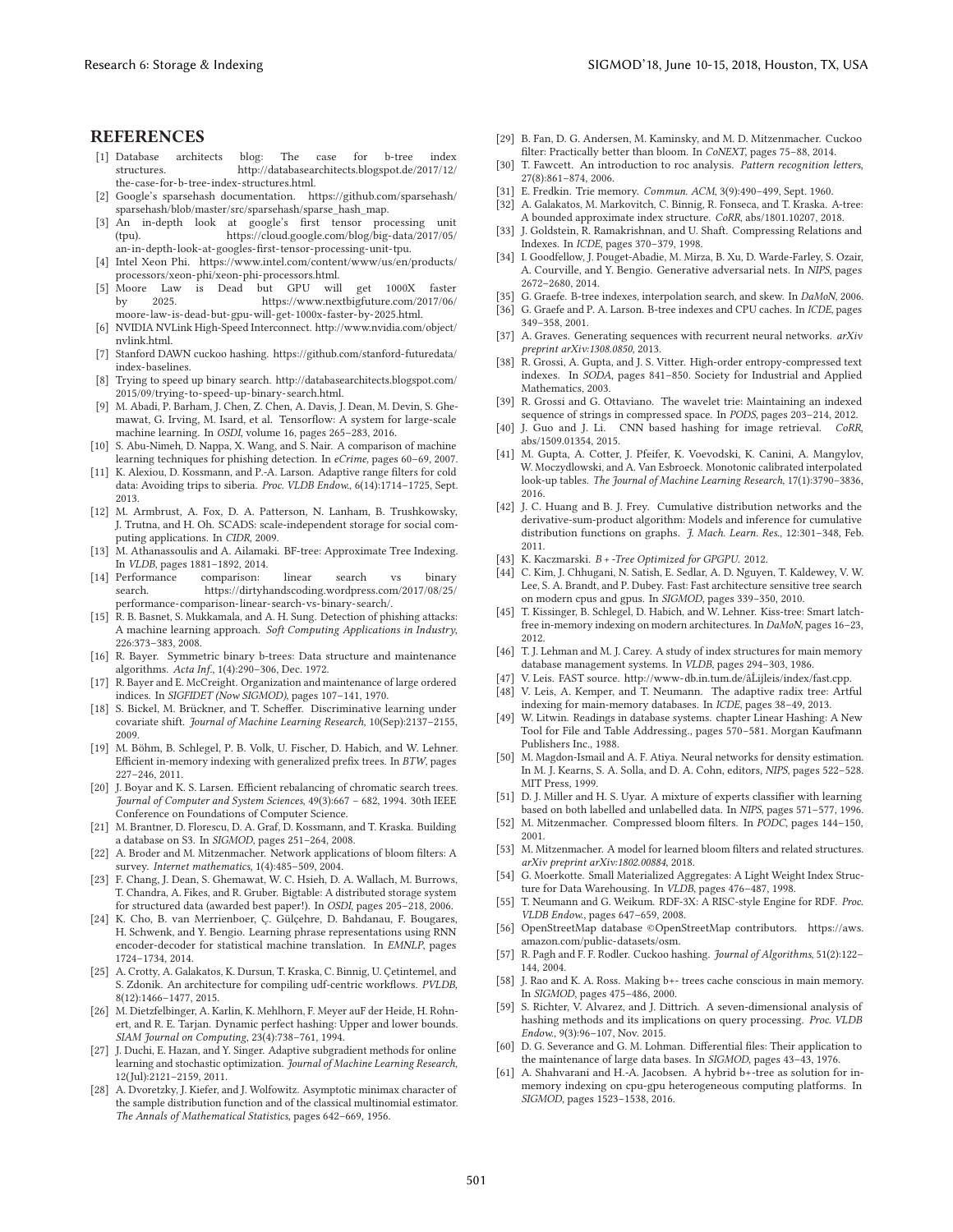## REFERENCES

[1] Database architects blog: The case for b-tree index structures. http://databasearchitects.blogspot.de/2017/12/the-case-for-b-tree-index-structures.html.

[2] Google's sparsehash documentation. https://github.com/sparsehash/sparsehash/blob/master/src/sparsehash/sparse_hash_map.

[3] An in-depth look at google's first tensor processing unit (tpu). https://cloud.google.com/blog/big-data/2017/05/an-in-depth-look-at-googles-first-tensor-processing-unit-tpu.

[4] Intel Xeon Phi. https://www.intel.com/content/www/us/en/products/processors/xeon-phi/xeon-phi-processors.html.

[5] Moore Law is Dead but GPU will get 1000X faster by 2025. https://www.nextbigfuture.com/2017/06/moore-law-is-dead-but-gpu-will-get-1000x-faster-by-2025.html.

[6] NVIDIA NVLink High-Speed Interconnect. http://www.nvidia.com/object/nvlink.html.

[7] Stanford DAWN cuckoo hashing. https://github.com/stanford-futuredata/index-baselines.

[8] Trying to speed up binary search. http://databasearchitects.blogspot.com/2015/09/trying-to-speed-up-binary-search.html.

[9] M. Abadi, P. Barham, J. Chen, Z. Chen, A. Davis, J. Dean, M. Devin, S. Ghemawat, G. Irving, M. Isard, et al. Tensorflow: A system for large-scale machine learning. In *OSDI*, volume 16, pages 265–283, 2016.

[10] S. Abu-Nimeh, D. Nappa, X. Wang, and S. Nair. A comparison of machine learning techniques for phishing detection. In *eCrime*, pages 60–69, 2007.

[11] K. Alexiou, D. Kossmann, and P.-A. Larson. Adaptive range filters for cold data: Avoiding trips to siberia. *Proc. VLDB Endow.*, 6(14):1714–1725, Sept. 2013.

[12] M. Armbrust, A. Fox, D. A. Patterson, N. Lanham, B. Trushkowsky, J. Trutna, and H. Oh. SCADS: scale-independent storage for social computing applications. In *CIDR*, 2009.

[13] M. Athanassoulis and A. Ailamaki. BF-tree: Approximate Tree Indexing. In *VLDB*, pages 1881–1892, 2014.

[14] Performance comparison: linear search vs binary search. https://dirtyhandscoding.wordpress.com/2017/08/25/performance-comparison-linear-search-vs-binary-search/.

[15] R. B. Basnet, S. Mukkamala, and A. H. Sung. Detection of phishing attacks: A machine learning approach. *Soft Computing Applications in Industry*, 226:373–383, 2008.

[16] R. Bayer. Symmetric binary b-trees: Data structure and maintenance algorithms. *Acta Inf.*, 1(4):290–306, Dec. 1972.

[17] R. Bayer and E. McCreight. Organization and maintenance of large ordered indices. In *SIGFIDET (Now SIGMOD)*, pages 107–141, 1970.

[18] S. Bickel, M. Brückner, and T. Scheffer. Discriminative learning under covariate shift. *Journal of Machine Learning Research*, 10(Sep):2137–2155, 2009.

[19] M. Böhm, B. Schlegel, P. B. Volk, U. Fischer, D. Habich, and W. Lehner. Efficient in-memory indexing with generalized prefix trees. In *BTW*, pages 227–246, 2011.

[20] J. Boyar and K. S. Larsen. Efficient rebalancing of chromatic search trees. *Journal of Computer and System Sciences*, 49(3):667 – 682, 1994. 30th IEEE Conference on Foundations of Computer Science.

[21] M. Brantner, D. Florescu, D. A. Graf, D. Kossmann, and T. Kraska. Building a database on S3. In *SIGMOD*, pages 251–264, 2008.

[22] A. Broder and M. Mitzenmacher. Network applications of bloom filters: A survey. *Internet mathematics*, 1(4):485–509, 2004.

[23] F. Chang, J. Dean, S. Ghemawat, W. C. Hsieh, D. A. Wallach, M. Burrows, T. Chandra, A. Fikes, and R. Gruber. Bigtable: A distributed storage system for structured data (awarded best paper!). In *OSDI*, pages 205–218, 2006.

[24] K. Cho, B. van Merrienboer, Ç. Gülçehre, D. Bahdanau, F. Bougares, H. Schwenk, and Y. Bengio. Learning phrase representations using RNN encoder-decoder for statistical machine translation. In *EMNLP*, pages 1724–1734, 2014.

[25] A. Crotty, A. Galakatos, K. Dursun, T. Kraska, C. Binnig, U. Çetintemel, and S. Zdonik. An architecture for compiling udf-centric workflows. *PVLDB*, 8(12):1466–1477, 2015.

[26] M. Dietzfelbinger, A. Karlin, K. Mehlhorn, F. Meyer auF der Heide, H. Rohnert, and R. E. Tarjan. Dynamic perfect hashing: Upper and lower bounds. *SIAM Journal on Computing*, 23(4):738–761, 1994.

[27] J. Duchi, E. Hazan, and Y. Singer. Adaptive subgradient methods for online learning and stochastic optimization. *Journal of Machine Learning Research*, 12(Jul):2121–2159, 2011.

[28] A. Dvoretzky, J. Kiefer, and J. Wolfowitz. Asymptotic minimax character of the sample distribution function and of the classical multinomial estimator. *The Annals of Mathematical Statistics*, pages 642–669, 1956.

[29] B. Fan, D. G. Andersen, M. Kaminsky, and M. D. Mitzenmacher. Cuckoo filter: Practically better than bloom. In *CoNEXT*, pages 75–88, 2014.

[30] T. Fawcett. An introduction to roc analysis. *Pattern recognition letters*, 27(8):861–874, 2006.

[31] E. Fredkin. Trie memory. *Commun. ACM*, 3(9):490–499, Sept. 1960.

[32] A. Galakatos, M. Markovitch, C. Binnig, R. Fonseca, and T. Kraska. A-tree: A bounded approximate index structure. *CoRR*, abs/1801.10207, 2018.

[33] J. Goldstein, R. Ramakrishnan, and U. Shaft. Compressing Relations and Indexes. In *ICDE*, pages 370–379, 1998.

[34] I. Goodfellow, J. Pouget-Abadie, M. Mirza, B. Xu, D. Warde-Farley, S. Ozair, A. Courville, and Y. Bengio. Generative adversarial nets. In *NIPS*, pages 2672–2680, 2014.

[35] G. Graefe. B-tree indexes, interpolation search, and skew. In *DaMoN*, 2006.

[36] G. Graefe and P. A. Larson. B-tree indexes and CPU caches. In *ICDE*, pages 349–358, 2001.

[37] A. Graves. Generating sequences with recurrent neural networks. *arXiv preprint arXiv:1308.0850*, 2013.

[38] R. Grossi, A. Gupta, and J. S. Vitter. High-order entropy-compressed text indexes. In *SODA*, pages 841–850. Society for Industrial and Applied Mathematics, 2003.

[39] R. Grossi and G. Ottaviano. The wavelet trie: Maintaining an indexed sequence of strings in compressed space. In *PODS*, pages 203–214, 2012.

[40] J. Guo and J. Li. CNN based hashing for image retrieval. *CoRR*, abs/1509.01354, 2015.

[41] M. Gupta, A. Cotter, J. Pfeifer, K. Voevodski, K. Canini, A. Mangylov, W. Moczydlowski, and A. Van Esbroeck. Monotonic calibrated interpolated look-up tables. *The Journal of Machine Learning Research*, 17(1):3790–3836, 2016.

[42] J. C. Huang and B. J. Frey. Cumulative distribution networks and the derivative-sum-product algorithm: Models and inference for cumulative distribution functions on graphs. *J. Mach. Learn. Res.*, 12:301–348, Feb. 2011.

[43] K. Kaczmarski. *B+-Tree Optimized for GPGPU*. 2012.

[44] C. Kim, J. Chhugani, N. Satish, E. Sedlar, A. D. Nguyen, T. Kaldewey, V. W. Lee, S. A. Brandt, and P. Dubey. Fast: Fast architecture sensitive tree search on modern cpus and gpus. In *SIGMOD*, pages 339–350, 2010.

[45] T. Kissinger, B. Schlegel, D. Habich, and W. Lehner. Kiss-tree: Smart latch-free in-memory indexing on modern architectures. In *DaMoN*, pages 16–23, 2012.

[46] T. J. Lehman and M. J. Carey. A study of index structures for main memory database management systems. In *VLDB*, pages 294–303, 1986.

[47] V. Leis. FAST source. http://www-db.in.tum.de/âĹijleis/index/fast.cpp.

[48] V. Leis, A. Kemper, and T. Neumann. The adaptive radix tree: Artful indexing for main-memory databases. In *ICDE*, pages 38–49, 2013.

[49] W. Litwin. Readings in database systems. chapter Linear Hashing: A New Tool for File and Table Addressing., pages 570–581. Morgan Kaufmann Publishers Inc., 1988.

[50] M. Magdon-Ismail and A. F. Atiya. Neural networks for density estimation. In M. J. Kearns, S. A. Solla, and D. A. Cohn, editors, *NIPS*, pages 522–528. MIT Press, 1999.

[51] D. J. Miller and H. S. Uyar. A mixture of experts classifier with learning based on both labelled and unlabelled data. In *NIPS*, pages 571–577, 1996.

[52] M. Mitzenmacher. Compressed bloom filters. In *PODC*, pages 144–150, 2001.

[53] M. Mitzenmacher. A model for learned bloom filters and related structures. *arXiv preprint arXiv:1802.00884*, 2018.

[54] G. Moerkotte. Small Materialized Aggregates: A Light Weight Index Structure for Data Warehousing. In *VLDB*, pages 476–487, 1998.

[55] T. Neumann and G. Weikum. RDF-3X: A RISC-style Engine for RDF. *Proc. VLDB Endow.*, pages 647–659, 2008.

[56] OpenStreetMap database ©OpenStreetMap contributors. https://aws.amazon.com/public-datasets/osm.

[57] R. Pagh and F. F. Rodler. Cuckoo hashing. *Journal of Algorithms*, 51(2):122–144, 2004.

[58] J. Rao and K. A. Ross. Making b+- trees cache conscious in main memory. In *SIGMOD*, pages 475–486, 2000.

[59] S. Richter, V. Alvarez, and J. Dittrich. A seven-dimensional analysis of hashing methods and its implications on query processing. *Proc. VLDB Endow.*, 9(3):96–107, Nov. 2015.

[60] D. G. Severance and G. M. Lohman. Differential files: Their application to the maintenance of large data bases. In *SIGMOD*, pages 43–43, 1976.

[61] A. Shahvarani and H.-A. Jacobsen. A hybrid b+-tree as solution for in-memory indexing on cpu-gpu heterogeneous computing platforms. In *SIGMOD*, pages 1523–1538, 2016.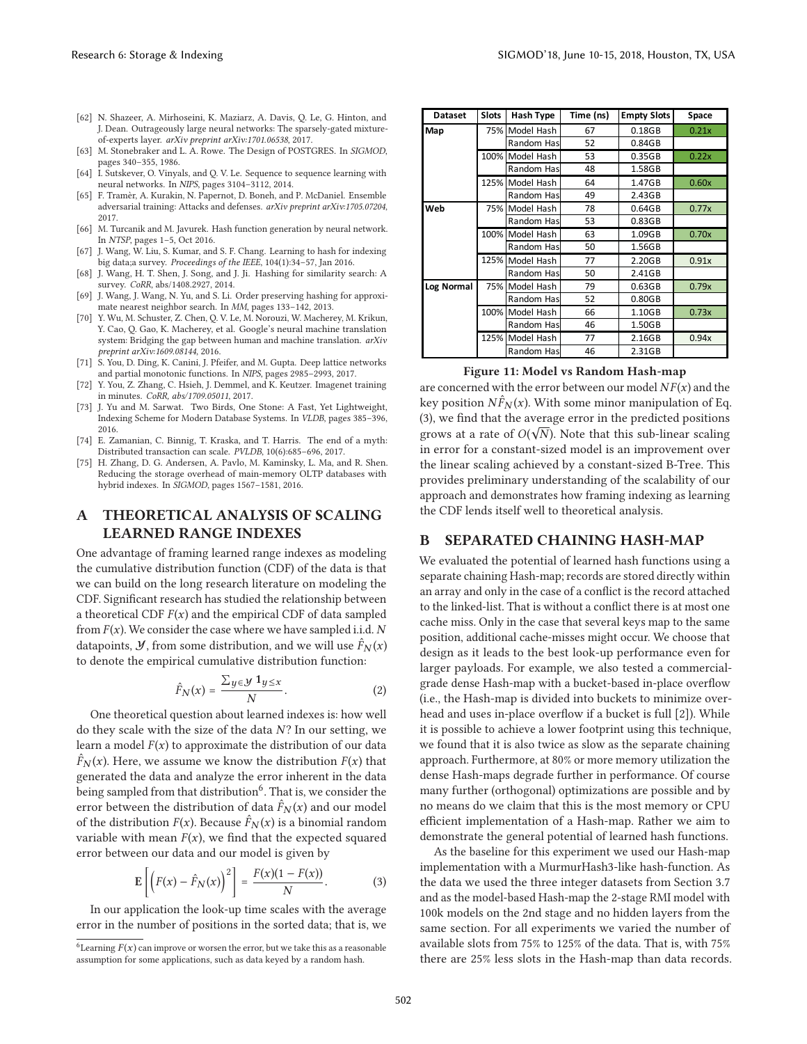- [62] N. Shazeer, A. Mirhoseini, K. Maziarz, A. Davis, Q. Le, G. Hinton, and J. Dean. Outrageously large neural networks: The sparsely-gated mixture-of-experts layer. *arXiv preprint arXiv:1701.06538*, 2017.
- [63] M. Stonebraker and L. A. Rowe. The Design of POSTGRES. In *SIGMOD*, pages 340–355, 1986.
- [64] I. Sutskever, O. Vinyals, and Q. V. Le. Sequence to sequence learning with neural networks. In *NIPS*, pages 3104–3112, 2014.
- [65] F. Tramèr, A. Kurakin, N. Papernot, D. Boneh, and P. McDaniel. Ensemble adversarial training: Attacks and defenses. *arXiv preprint arXiv:1705.07204*, 2017.
- [66] M. Turcanik and M. Javurek. Hash function generation by neural network. In *NTSP*, pages 1–5, Oct 2016.
- [67] J. Wang, W. Liu, S. Kumar, and S. F. Chang. Learning to hash for indexing big data;a survey. *Proceedings of the IEEE*, 104(1):34–57, Jan 2016.
- [68] J. Wang, H. T. Shen, J. Song, and J. Ji. Hashing for similarity search: A survey. *CoRR*, abs/1408.2927, 2014.
- [69] J. Wang, J. Wang, N. Yu, and S. Li. Order preserving hashing for approximate nearest neighbor search. In *MM*, pages 133–142, 2013.
- [70] Y. Wu, M. Schuster, Z. Chen, Q. V. Le, M. Norouzi, W. Macherey, M. Krikun, Y. Cao, Q. Gao, K. Macherey, et al. Google's neural machine translation system: Bridging the gap between human and machine translation. *arXiv preprint arXiv:1609.08144*, 2016.
- [71] S. You, D. Ding, K. Canini, J. Pfeifer, and M. Gupta. Deep lattice networks and partial monotonic functions. In *NIPS*, pages 2985–2993, 2017.
- [72] Y. You, Z. Zhang, C. Hsieh, J. Demmel, and K. Keutzer. Imagenet training in minutes. *CoRR, abs/1709.05011*, 2017.
- [73] J. Yu and M. Sarwat. Two Birds, One Stone: A Fast, Yet Lightweight, Indexing Scheme for Modern Database Systems. In *VLDB*, pages 385–396, 2016.
- [74] E. Zamanian, C. Binnig, T. Kraska, and T. Harris. The end of a myth: Distributed transaction can scale. *PVLDB*, 10(6):685–696, 2017.
- [75] H. Zhang, D. G. Andersen, A. Pavlo, M. Kaminsky, L. Ma, and R. Shen. Reducing the storage overhead of main-memory OLTP databases with hybrid indexes. In *SIGMOD*, pages 1567–1581, 2016.

# A THEORETICAL ANALYSIS OF SCALING LEARNED RANGE INDEXES

One advantage of framing learned range indexes as modeling the cumulative distribution function (CDF) of the data is that we can build on the long research literature on modeling the CDF. Significant research has studied the relationship between a theoretical CDF $F(x)$ and the empirical CDF of data sampled from $F(x)$. We consider the case where we have sampled i.i.d. $N$ datapoints, $\mathcal{Y}$, from some distribution, and we will use $\hat{F}_N(x)$ to denote the empirical cumulative distribution function:

$$\hat{F}_N(x) = \frac{\sum_{y \in \mathcal{Y}} \mathbf{1}_{y \leq x}}{N}. \tag{2}$$

One theoretical question about learned indexes is: how well do they scale with the size of the data $N$? In our setting, we learn a model $F(x)$ to approximate the distribution of our data $\hat{F}_N(x)$. Here, we assume we know the distribution $F(x)$ that generated the data and analyze the error inherent in the data being sampled from that distribution[6]. That is, we consider the error between the distribution of data $\hat{F}_N(x)$ and our model of the distribution $F(x)$. Because $\hat{F}_N(x)$ is a binomial random variable with mean $F(x)$, we find that the expected squared error between our data and our model is given by

$$\mathbf{E}\left[\left(F(x) - \hat{F}_N(x)\right)^2\right] = \frac{F(x)(1 - F(x))}{N}. \tag{3}$$

In our application the look-up time scales with the average error in the number of positions in the sorted data; that is, we are concerned with the error between our model $NF(x)$ and the key position $N\hat{F}_N(x)$. With some minor manipulation of Eq. (3), we find that the average error in the predicted positions grows at a rate of $O(\sqrt{N})$. Note that this sub-linear scaling in error for a constant-sized model is an improvement over the linear scaling achieved by a constant-sized B-Tree. This provides preliminary understanding of the scalability of our approach and demonstrates how framing indexing as learning the CDF lends itself well to theoretical analysis.

[6] Learning $F(x)$ can improve or worsen the error, but we take this as a reasonable assumption for some applications, such as data keyed by a random hash.

| Dataset | Slots | Hash Type | Time (ns) | Empty Slots | Space |
|---|---|---|---|---|---|
| Map | 75% | Model Hash | 67 | 0.18GB | 0.21x |
| | | Random Has | 52 | 0.84GB | |
| | 100% | Model Hash | 53 | 0.35GB | 0.22x |
| | | Random Has | 48 | 1.58GB | |
| | 125% | Model Hash | 64 | 1.47GB | 0.60x |
| | | Random Has | 49 | 2.43GB | |
| Web | 75% | Model Hash | 78 | 0.64GB | 0.77x |
| | | Random Has | 53 | 0.83GB | |
| | 100% | Model Hash | 63 | 1.09GB | 0.70x |
| | | Random Has | 50 | 1.56GB | |
| | 125% | Model Hash | 77 | 2.20GB | 0.91x |
| | | Random Has | 50 | 2.41GB | |
| Log Normal | 75% | Model Hash | 79 | 0.63GB | 0.79x |
| | | Random Has | 52 | 0.80GB | |
| | 100% | Model Hash | 66 | 1.10GB | 0.73x |
| | | Random Has | 46 | 1.50GB | |
| | 125% | Model Hash | 77 | 2.16GB | 0.94x |
| | | Random Has | 46 | 2.31GB | |

**Figure 11: Model vs Random Hash-map**

# B SEPARATED CHAINING HASH-MAP

We evaluated the potential of learned hash functions using a separate chaining Hash-map; records are stored directly within an array and only in the case of a conflict is the record attached to the linked-list. That is without a conflict there is at most one cache miss. Only in the case that several keys map to the same position, additional cache-misses might occur. We choose that design as it leads to the best look-up performance even for larger payloads. For example, we also tested a commercial-grade dense Hash-map with a bucket-based in-place overflow (i.e., the Hash-map is divided into buckets to minimize overhead and uses in-place overflow if a bucket is full [2]). While it is possible to achieve a lower footprint using this technique, we found that it is also twice as slow as the separate chaining approach. Furthermore, at 80% or more memory utilization the dense Hash-maps degrade further in performance. Of course many further (orthogonal) optimizations are possible and by no means do we claim that this is the most memory or CPU efficient implementation of a Hash-map. Rather we aim to demonstrate the general potential of learned hash functions.

As the baseline for this experiment we used our Hash-map implementation with a MurmurHash3-like hash-function. As the data we used the three integer datasets from Section 3.7 and as the model-based Hash-map the 2-stage RMI model with 100k models on the 2nd stage and no hidden layers from the same section. For all experiments we varied the number of available slots from 75% to 125% of the data. That is, with 75% there are 25% less slots in the Hash-map than data records.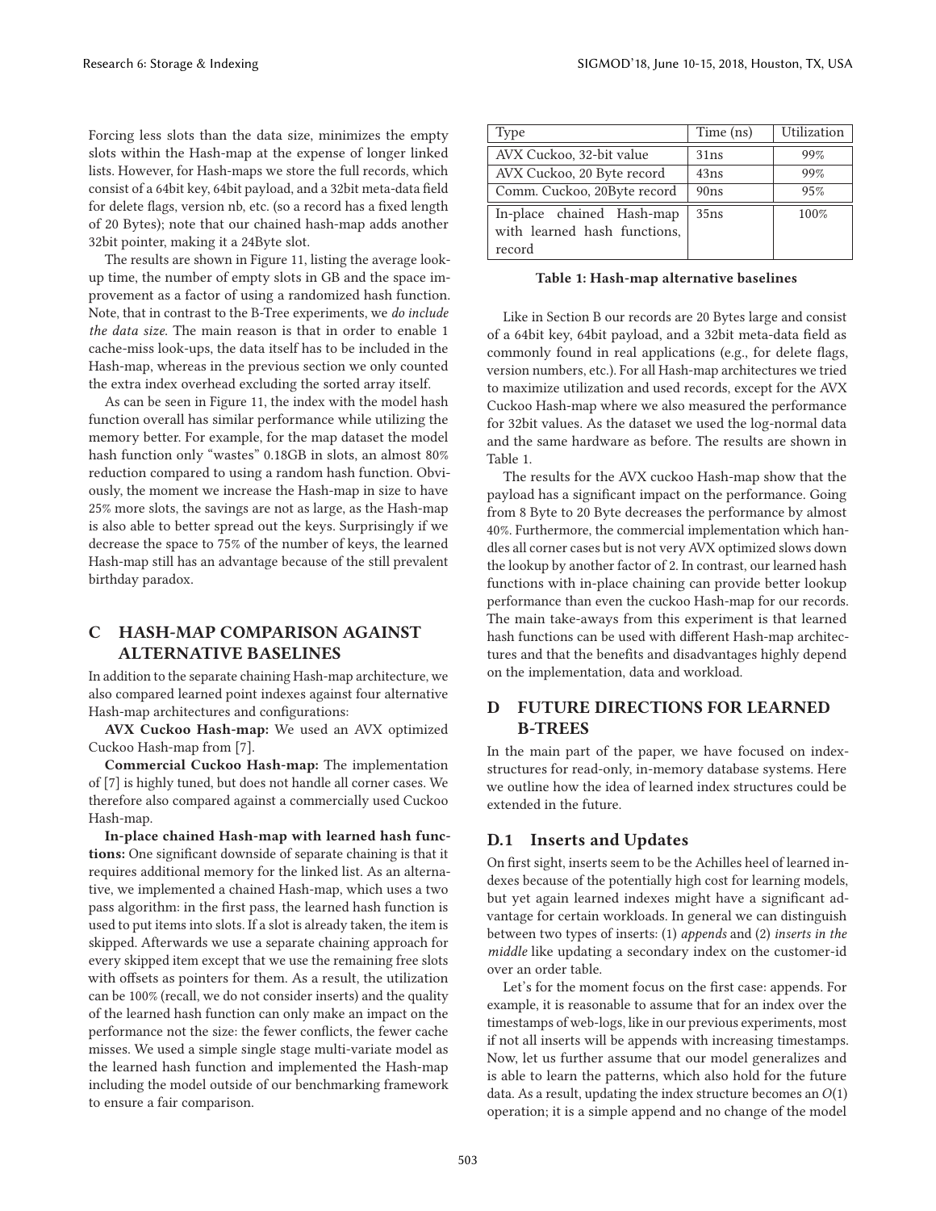Forcing less slots than the data size, minimizes the empty slots within the Hash-map at the expense of longer linked lists. However, for Hash-maps we store the full records, which consist of a 64bit key, 64bit payload, and a 32bit meta-data field for delete flags, version nb, etc. (so a record has a fixed length of 20 Bytes); note that our chained hash-map adds another 32bit pointer, making it a 24Byte slot.

The results are shown in Figure 11, listing the average lookup time, the number of empty slots in GB and the space improvement as a factor of using a randomized hash function. Note, that in contrast to the B-Tree experiments, we *do include the data size*. The main reason is that in order to enable 1 cache-miss look-ups, the data itself has to be included in the Hash-map, whereas in the previous section we only counted the extra index overhead excluding the sorted array itself.

As can be seen in Figure 11, the index with the model hash function overall has similar performance while utilizing the memory better. For example, for the map dataset the model hash function only "wastes" 0.18GB in slots, an almost 80% reduction compared to using a random hash function. Obviously, the moment we increase the Hash-map in size to have 25% more slots, the savings are not as large, as the Hash-map is also able to better spread out the keys. Surprisingly if we decrease the space to 75% of the number of keys, the learned Hash-map still has an advantage because of the still prevalent birthday paradox.

# C HASH-MAP COMPARISON AGAINST ALTERNATIVE BASELINES

In addition to the separate chaining Hash-map architecture, we also compared learned point indexes against four alternative Hash-map architectures and configurations:

**AVX Cuckoo Hash-map:** We used an AVX optimized Cuckoo Hash-map from [7].

**Commercial Cuckoo Hash-map:** The implementation of [7] is highly tuned, but does not handle all corner cases. We therefore also compared against a commercially used Cuckoo Hash-map.

**In-place chained Hash-map with learned hash functions:** One significant downside of separate chaining is that it requires additional memory for the linked list. As an alternative, we implemented a chained Hash-map, which uses a two pass algorithm: in the first pass, the learned hash function is used to put items into slots. If a slot is already taken, the item is skipped. Afterwards we use a separate chaining approach for every skipped item except that we use the remaining free slots with offsets as pointers for them. As a result, the utilization can be 100% (recall, we do not consider inserts) and the quality of the learned hash function can only make an impact on the performance not the size: the fewer conflicts, the fewer cache misses. We used a simple single stage multi-variate model as the learned hash function and implemented the Hash-map including the model outside of our benchmarking framework to ensure a fair comparison.

| Type | Time (ns) | Utilization |
|---|---|---|
| AVX Cuckoo, 32-bit value | 31ns | 99% |
| AVX Cuckoo, 20 Byte record | 43ns | 99% |
| Comm. Cuckoo, 20Byte record | 90ns | 95% |
| In-place chained Hash-map with learned hash functions, record | 35ns | 100% |

**Table 1: Hash-map alternative baselines**

Like in Section B our records are 20 Bytes large and consist of a 64bit key, 64bit payload, and a 32bit meta-data field as commonly found in real applications (e.g., for delete flags, version numbers, etc.). For all Hash-map architectures we tried to maximize utilization and used records, except for the AVX Cuckoo Hash-map where we also measured the performance for 32bit values. As the dataset we used the log-normal data and the same hardware as before. The results are shown in Table 1.

The results for the AVX cuckoo Hash-map show that the payload has a significant impact on the performance. Going from 8 Byte to 20 Byte decreases the performance by almost 40%. Furthermore, the commercial implementation which handles all corner cases but is not very AVX optimized slows down the lookup by another factor of 2. In contrast, our learned hash functions with in-place chaining can provide better lookup performance than even the cuckoo Hash-map for our records. The main take-aways from this experiment is that learned hash functions can be used with different Hash-map architectures and that the benefits and disadvantages highly depend on the implementation, data and workload.

# D FUTURE DIRECTIONS FOR LEARNED B-TREES

In the main part of the paper, we have focused on index-structures for read-only, in-memory database systems. Here we outline how the idea of learned index structures could be extended in the future.

## D.1 Inserts and Updates

On first sight, inserts seem to be the Achilles heel of learned indexes because of the potentially high cost for learning models, but yet again learned indexes might have a significant advantage for certain workloads. In general we can distinguish between two types of inserts: (1) *appends* and (2) *inserts in the middle* like updating a secondary index on the customer-id over an order table.

Let's for the moment focus on the first case: appends. For example, it is reasonable to assume that for an index over the timestamps of web-logs, like in our previous experiments, most if not all inserts will be appends with increasing timestamps. Now, let us further assume that our model generalizes and is able to learn the patterns, which also hold for the future data. As a result, updating the index structure becomes an $O(1)$ operation; it is a simple append and no change of the model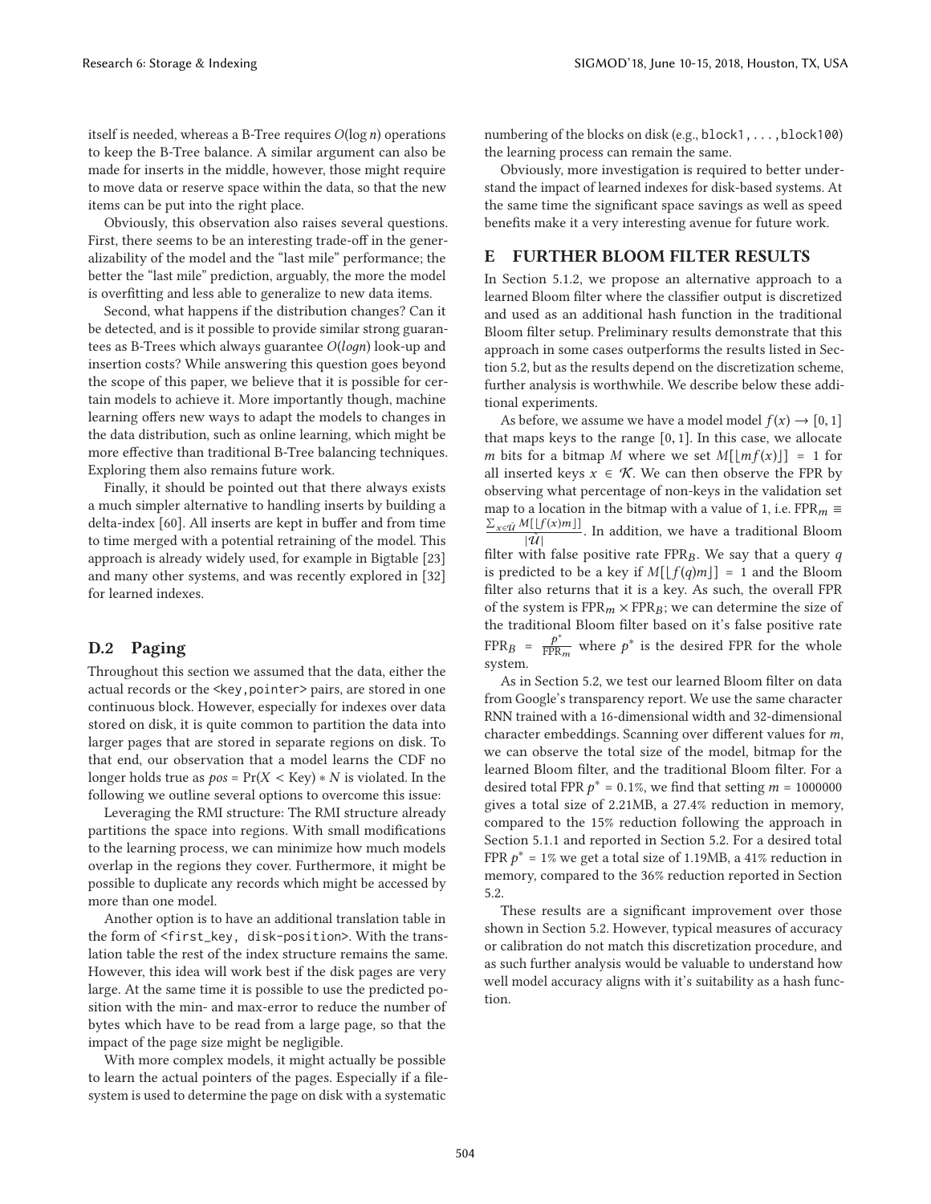itself is needed, whereas a B-Tree requires $O(\log n)$ operations to keep the B-Tree balance. A similar argument can also be made for inserts in the middle, however, those might require to move data or reserve space within the data, so that the new items can be put into the right place.

Obviously, this observation also raises several questions. First, there seems to be an interesting trade-off in the generalizability of the model and the "last mile" performance; the better the "last mile" prediction, arguably, the more the model is overfitting and less able to generalize to new data items.

Second, what happens if the distribution changes? Can it be detected, and is it possible to provide similar strong guarantees as B-Trees which always guarantee $O(logn)$ look-up and insertion costs? While answering this question goes beyond the scope of this paper, we believe that it is possible for certain models to achieve it. More importantly though, machine learning offers new ways to adapt the models to changes in the data distribution, such as online learning, which might be more effective than traditional B-Tree balancing techniques. Exploring them also remains future work.

Finally, it should be pointed out that there always exists a much simpler alternative to handling inserts by building a delta-index [60]. All inserts are kept in buffer and from time to time merged with a potential retraining of the model. This approach is already widely used, for example in Bigtable [23] and many other systems, and was recently explored in [32] for learned indexes.

## D.2 Paging

Throughout this section we assumed that the data, either the actual records or the `<key,pointer>` pairs, are stored in one continuous block. However, especially for indexes over data stored on disk, it is quite common to partition the data into larger pages that are stored in separate regions on disk. To that end, our observation that a model learns the CDF no longer holds true as $pos = \Pr(X < \text{Key}) * N$ is violated. In the following we outline several options to overcome this issue:

Leveraging the RMI structure: The RMI structure already partitions the space into regions. With small modifications to the learning process, we can minimize how much models overlap in the regions they cover. Furthermore, it might be possible to duplicate any records which might be accessed by more than one model.

Another option is to have an additional translation table in the form of `<first_key, disk-position>`. With the translation table the rest of the index structure remains the same. However, this idea will work best if the disk pages are very large. At the same time it is possible to use the predicted position with the min- and max-error to reduce the number of bytes which have to be read from a large page, so that the impact of the page size might be negligible.

With more complex models, it might actually be possible to learn the actual pointers of the pages. Especially if a file-system is used to determine the page on disk with a systematic numbering of the blocks on disk (e.g., `block1,...,block100`) the learning process can remain the same.

Obviously, more investigation is required to better understand the impact of learned indexes for disk-based systems. At the same time the significant space savings as well as speed benefits make it a very interesting avenue for future work.

# E FURTHER BLOOM FILTER RESULTS

In Section 5.1.2, we propose an alternative approach to a learned Bloom filter where the classifier output is discretized and used as an additional hash function in the traditional Bloom filter setup. Preliminary results demonstrate that this approach in some cases outperforms the results listed in Section 5.2, but as the results depend on the discretization scheme, further analysis is worthwhile. We describe below these additional experiments.

As before, we assume we have a model model $f(x) \rightarrow [0, 1]$ that maps keys to the range $[0, 1]$. In this case, we allocate $m$ bits for a bitmap $M$ where we set $M[\lfloor mf(x) \rfloor] = 1$ for all inserted keys $x \in \mathcal{K}$. We can then observe the FPR by observing what percentage of non-keys in the validation set map to a location in the bitmap with a value of 1, i.e. $\text{FPR}_m \equiv \frac{\sum_{x \in \tilde{\mathcal{U}}} M[\lfloor f(x)m \rfloor]}{|\tilde{\mathcal{U}}|}$. In addition, we have a traditional Bloom filter with false positive rate $\text{FPR}_B$. We say that a query $q$ is predicted to be a key if $M[\lfloor f(q)m \rfloor] = 1$ and the Bloom filter also returns that it is a key. As such, the overall FPR of the system is $\text{FPR}_m \times \text{FPR}_B$; we can determine the size of the traditional Bloom filter based on it's false positive rate $\text{FPR}_B = \frac{p^*}{\text{FPR}_m}$ where $p^*$ is the desired FPR for the whole system.

As in Section 5.2, we test our learned Bloom filter on data from Google's transparency report. We use the same character RNN trained with a 16-dimensional width and 32-dimensional character embeddings. Scanning over different values for $m$, we can observe the total size of the model, bitmap for the learned Bloom filter, and the traditional Bloom filter. For a desired total FPR $p^* = 0.1\%$, we find that setting $m = 1000000$ gives a total size of 2.21MB, a 27.4% reduction in memory, compared to the 15% reduction following the approach in Section 5.1.1 and reported in Section 5.2. For a desired total FPR $p^* = 1\%$ we get a total size of 1.19MB, a 41% reduction in memory, compared to the 36% reduction reported in Section 5.2.

These results are a significant improvement over those shown in Section 5.2. However, typical measures of accuracy or calibration do not match this discretization procedure, and as such further analysis would be valuable to understand how well model accuracy aligns with it's suitability as a hash function.